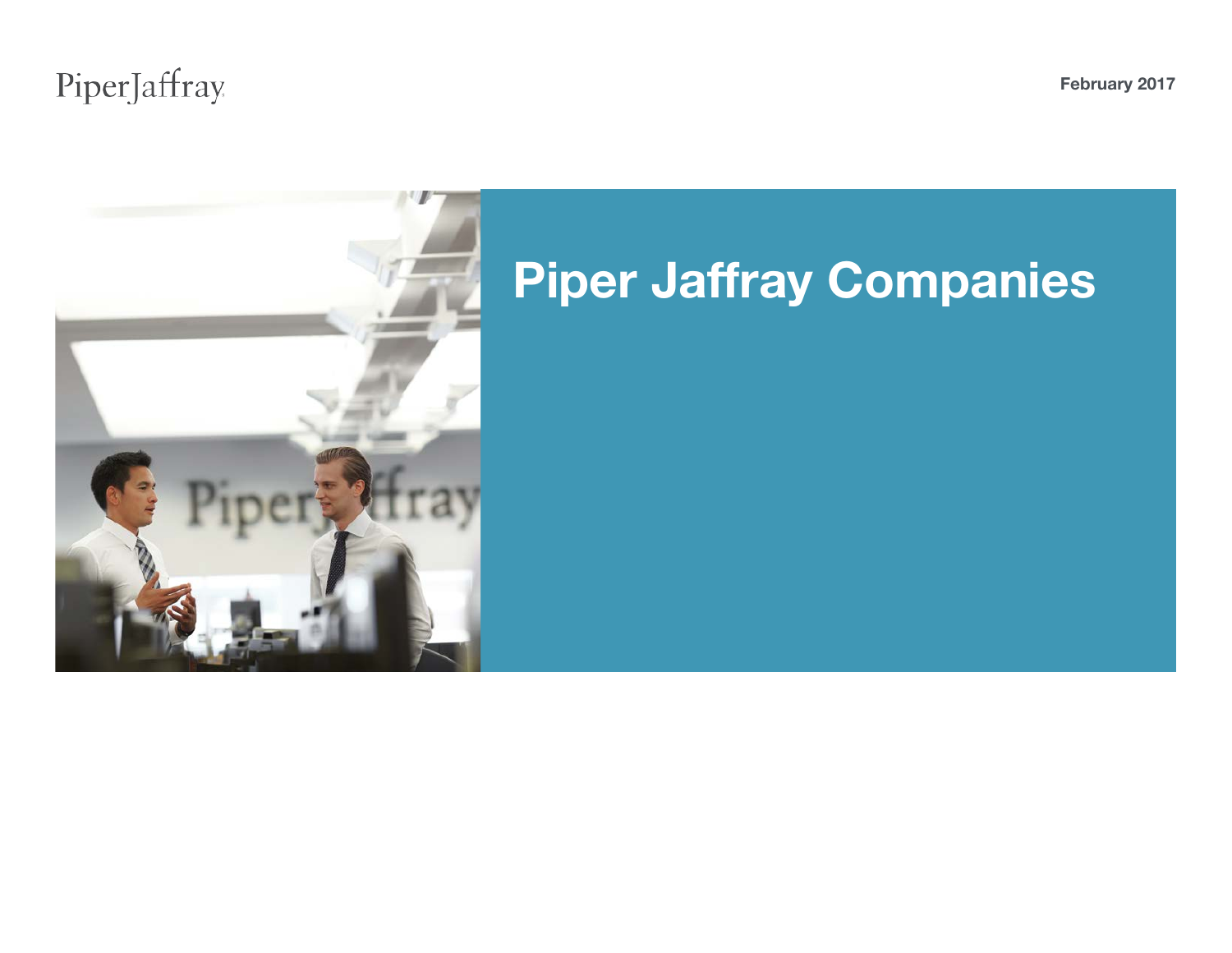PiperJaffray

February 2017

# Piper Jaffray Companies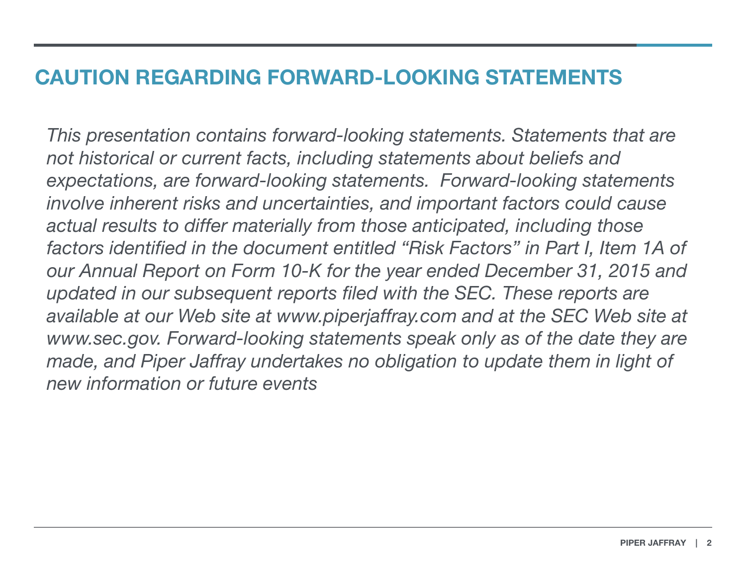## CAUTION REGARDING FORWARD-LOOKING STATEMENTS

*This presentation contains forward-looking statements. Statements that are not historical or current facts, including statements about beliefs and expectations, are forward-looking statements. Forward-looking statements involve inherent risks and uncertainties, and important factors could cause actual results to differ materially from those anticipated, including those factors identified in the document entitled "Risk Factors" in Part I, Item 1A of our Annual Report on Form 10-K for the year ended December 31, 2015 and updated in our subsequent reports filed with the SEC. These reports are available at our Web site at www.piperjaffray.com and at the SEC Web site at www.sec.gov. Forward-looking statements speak only as of the date they are made, and Piper Jaffray undertakes no obligation to update them in light of new information or future events*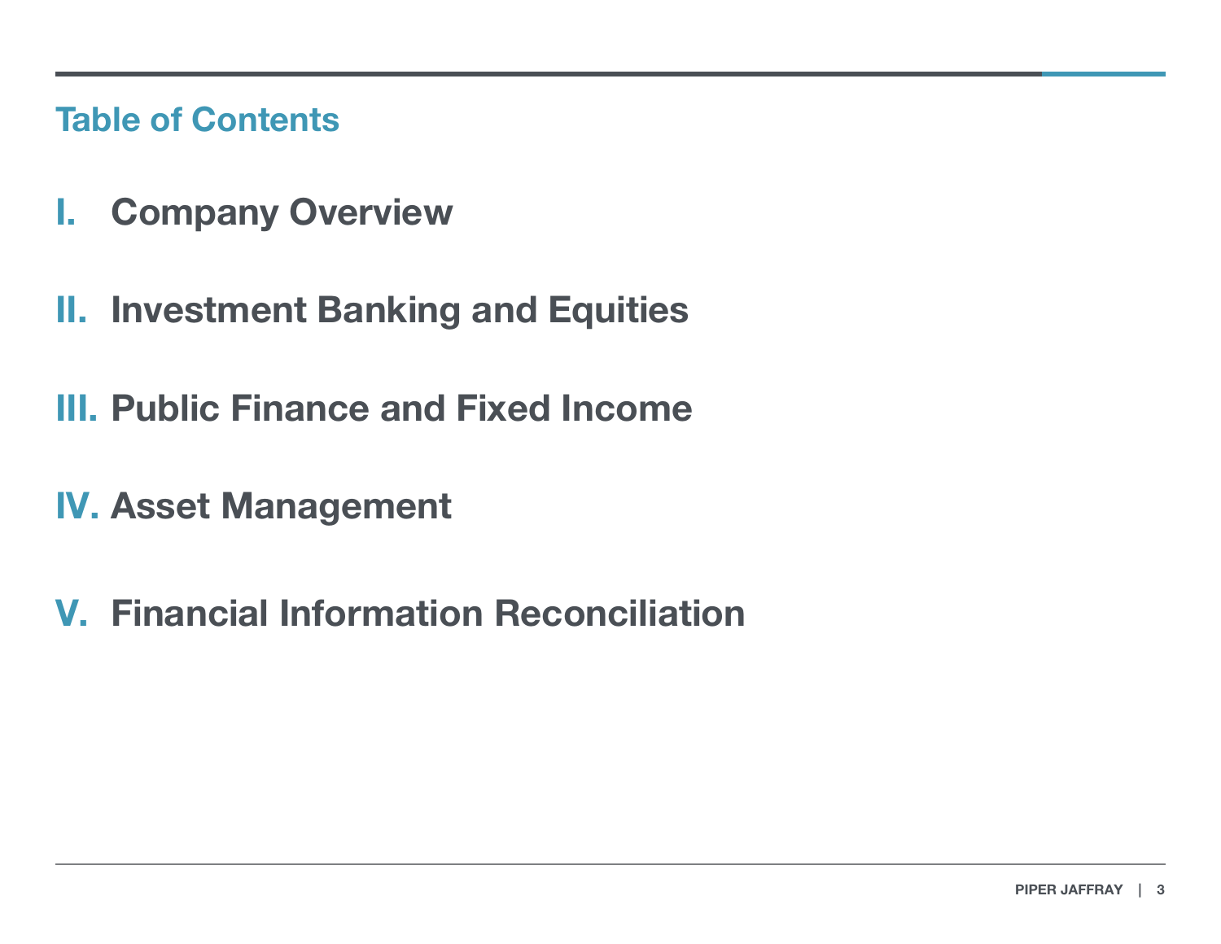## Table of Contents

I. Company Overview

II. Investment Banking and Equities

III. Public Finance and Fixed Income

IV. Asset Management

V. Financial Information Reconciliation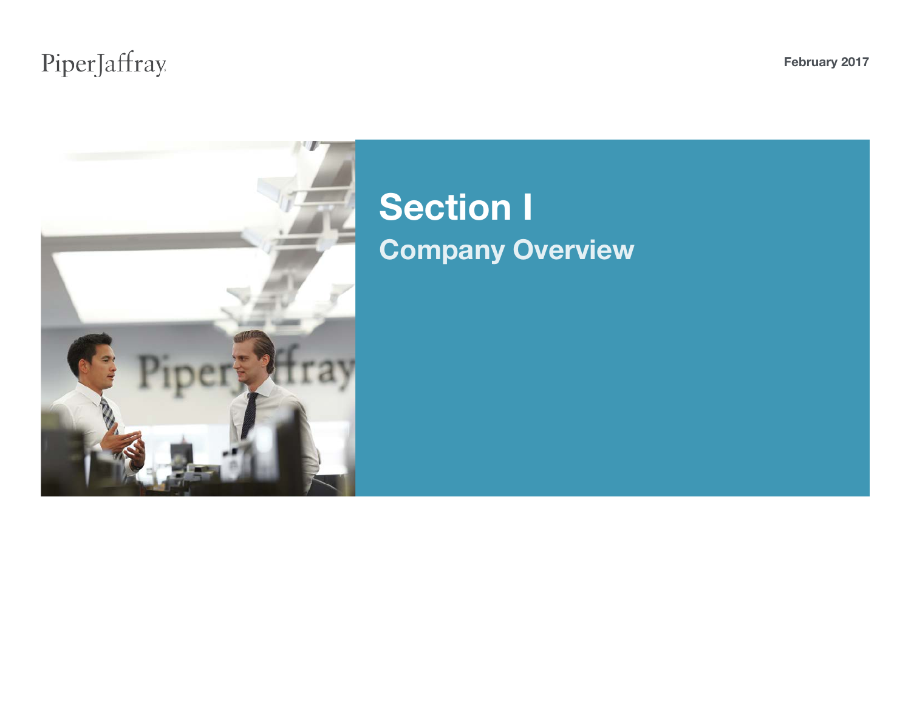# Section I

## Company Overview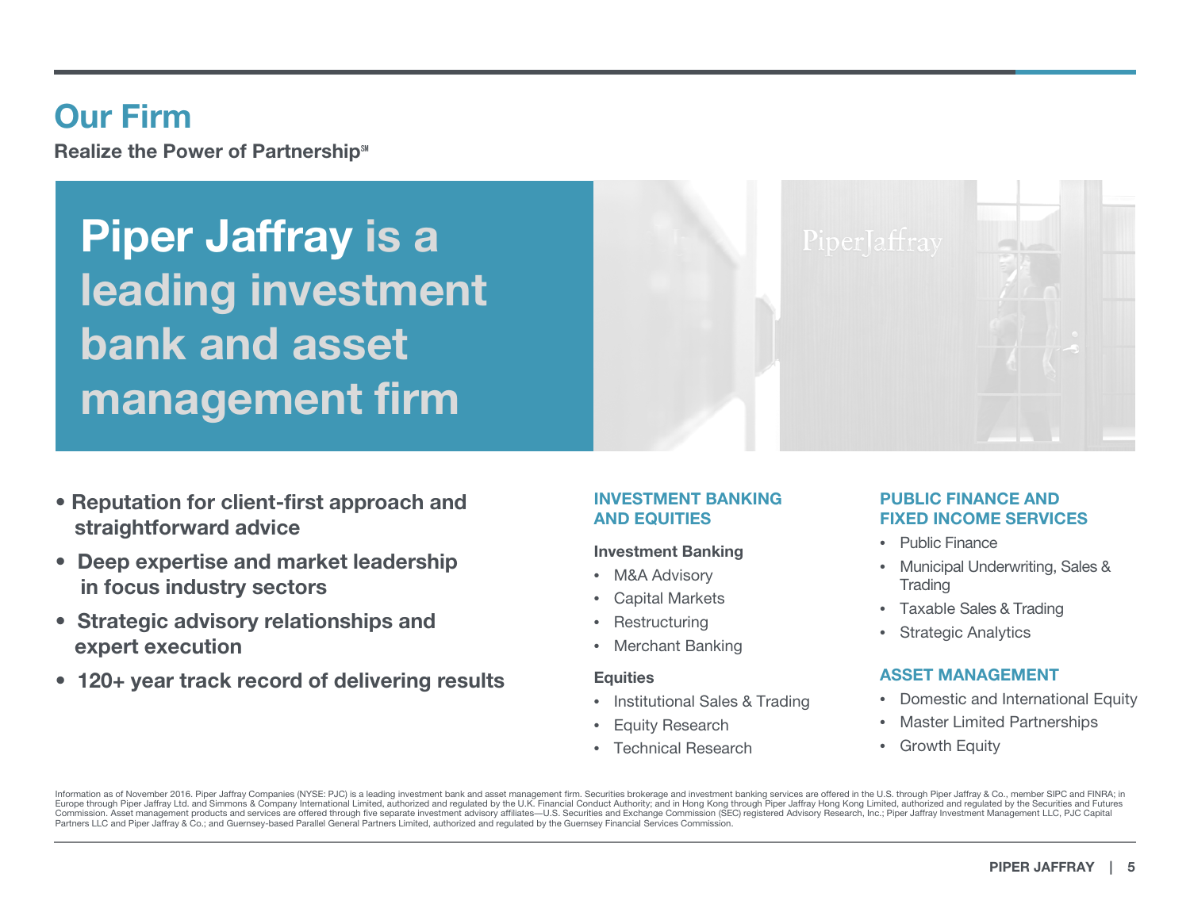# Our Firm

**Realize the Power of Partnership℠**

## Piper Jaffray is a leading investment bank and asset management firm

- **Reputation for client-first approach and straightforward advice**
- **Deep expertise and market leadership in focus industry sectors**
- **Strategic advisory relationships and expert execution**
- **120+ year track record of delivering results**

### INVESTMENT BANKING AND EQUITIES

**Investment Banking**

- M&A Advisory
- Capital Markets
- Restructuring
- Merchant Banking

**Equities**

- Institutional Sales & Trading
- Equity Research
- Technical Research

### PUBLIC FINANCE AND FIXED INCOME SERVICES

- Public Finance
- Municipal Underwriting, Sales & Trading
- Taxable Sales & Trading
- Strategic Analytics

### ASSET MANAGEMENT

- Domestic and International Equity
- Master Limited Partnerships
- Growth Equity

Information as of November 2016. Piper Jaffray Companies (NYSE: PJC) is a leading investment bank and asset management firm. Securities brokerage and investment banking services are offered in the U.S. through Piper Jaffray & Co., member SIPC and FINRA; in Europe through Piper Jaffray Ltd. and Simmons & Company International Limited, authorized and regulated by the U.K. Financial Conduct Authority; and in Hong Kong through Piper Jaffray Hong Kong Limited, authorized and regulated by the Securities and Futures Commission. Asset management products and services are offered through five separate investment advisory affiliates—U.S. Securities and Exchange Commission (SEC) registered Advisory Research, Inc.; Piper Jaffray Investment Management LLC, PJC Capital Partners LLC and Piper Jaffray & Co.; and Guernsey-based Parallel General Partners Limited, authorized and regulated by the Guernsey Financial Services Commission.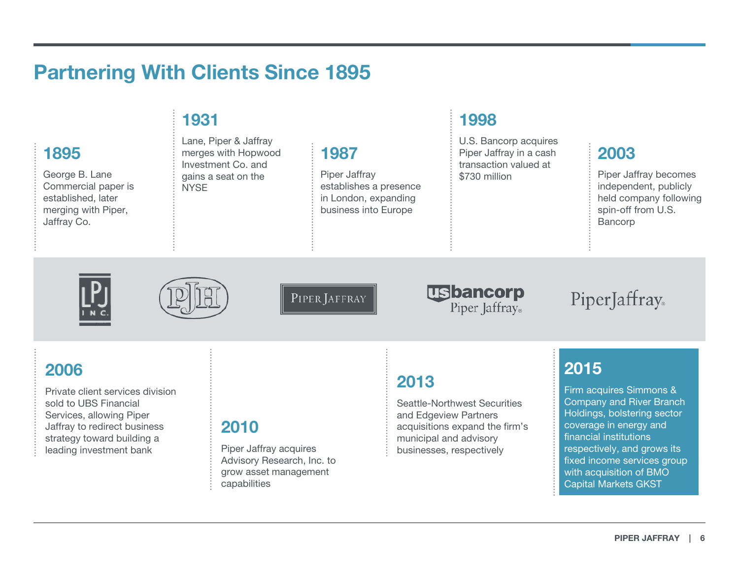# Partnering With Clients Since 1895

### 1895

George B. Lane Commercial paper is established, later merging with Piper, Jaffray Co.

### 1931

Lane, Piper & Jaffray merges with Hopwood Investment Co. and gains a seat on the NYSE

### 1987

Piper Jaffray establishes a presence in London, expanding business into Europe

### 1998

U.S. Bancorp acquires Piper Jaffray in a cash transaction valued at $730 million

### 2003

Piper Jaffray becomes independent, publicly held company following spin-off from U.S. Bancorp

### 2006

Private client services division sold to UBS Financial Services, allowing Piper Jaffray to redirect business strategy toward building a leading investment bank

### 2010

Piper Jaffray acquires Advisory Research, Inc. to grow asset management capabilities

### 2013

Seattle-Northwest Securities and Edgeview Partners acquisitions expand the firm's municipal and advisory businesses, respectively

### 2015

Firm acquires Simmons & Company and River Branch Holdings, bolstering sector coverage in energy and financial institutions respectively, and grows its fixed income services group with acquisition of BMO Capital Markets GKST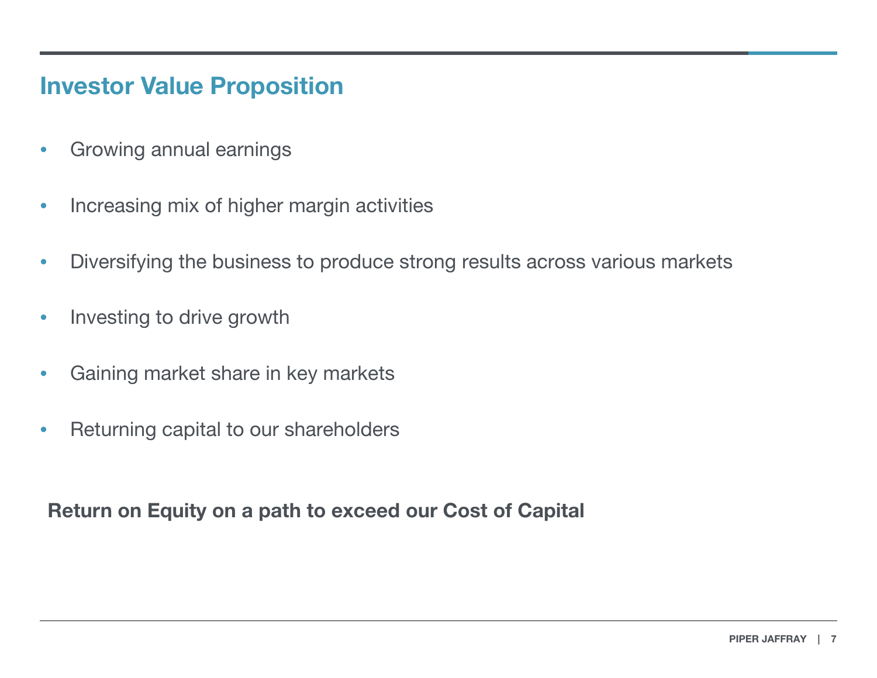# Investor Value Proposition

- Growing annual earnings
- Increasing mix of higher margin activities
- Diversifying the business to produce strong results across various markets
- Investing to drive growth
- Gaining market share in key markets
- Returning capital to our shareholders

**Return on Equity on a path to exceed our Cost of Capital**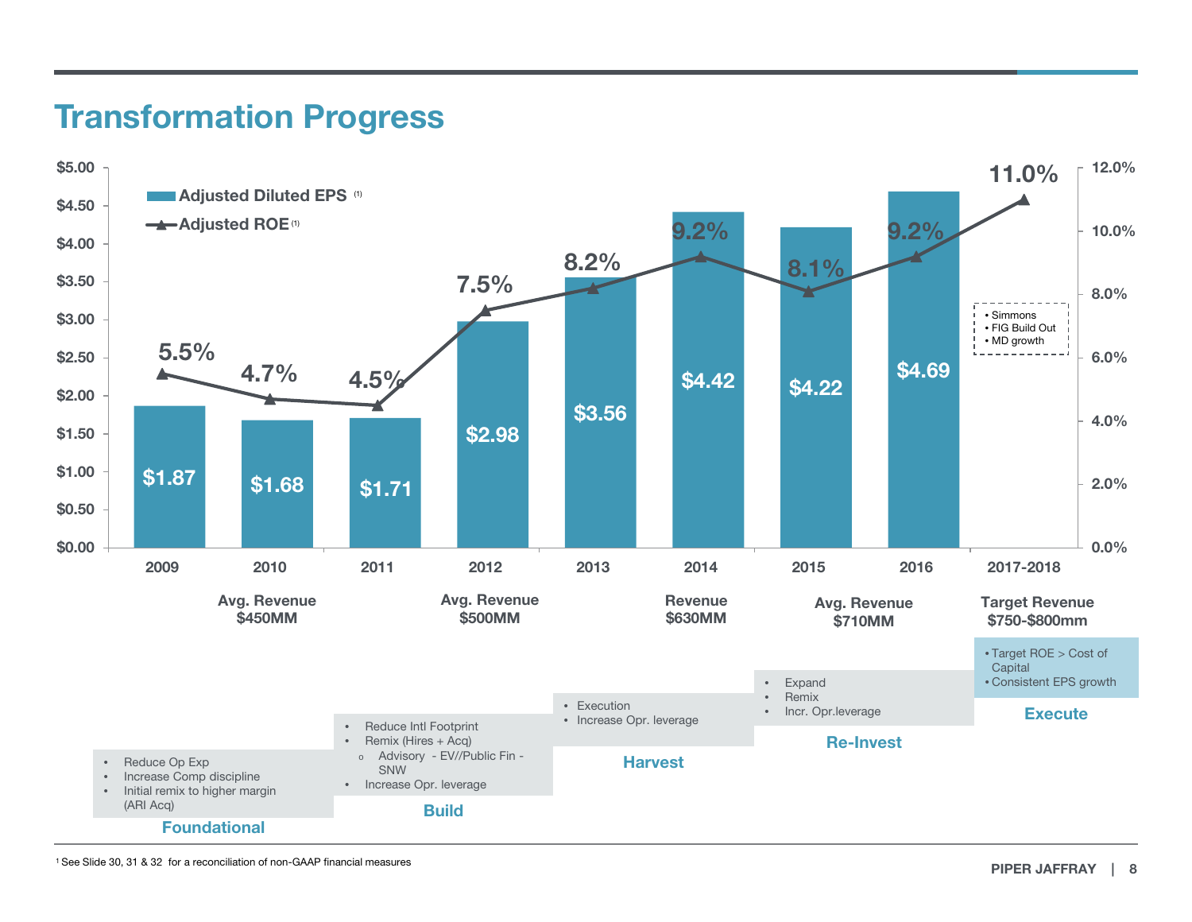# Transformation Progress

| Year | Adjusted Diluted EPS[1] | Adjusted ROE[1] |
|---|---|---|
| 2009 | $1.87 | 5.5% |
| 2010 | $1.68 | 4.7% |
| 2011 | $1.71 | 4.5% |
| 2012 | $2.98 | 7.5% |
| 2013 | $3.56 | 8.2% |
| 2014 | $4.42 | 9.2% |
| 2015 | $4.22 | 8.1% |
| 2016 | $4.69 | 9.2% |
| 2017-2018 | | 11.0% |

- Simmons
- FIG Build Out
- MD growth

**2010: Avg. Revenue $450MM** | **2012: Avg. Revenue $500MM** | **2014: Revenue $630MM** | **2015: Avg. Revenue $710MM** | **2017-2018: Target Revenue $750-$800mm**

### Foundational
- Reduce Op Exp
- Increase Comp discipline
- Initial remix to higher margin (ARI Acq)

### Build
- Reduce Intl Footprint
- Remix (Hires + Acq)
  - Advisory - EV//Public Fin - SNW
- Increase Opr. leverage

### Harvest
- Execution
- Increase Opr. leverage

### Re-Invest
- Expand
- Remix
- Incr. Opr.leverage

### Execute
- Target ROE > Cost of Capital
- Consistent EPS growth

[1] See Slide 30, 31 & 32 for a reconciliation of non-GAAP financial measures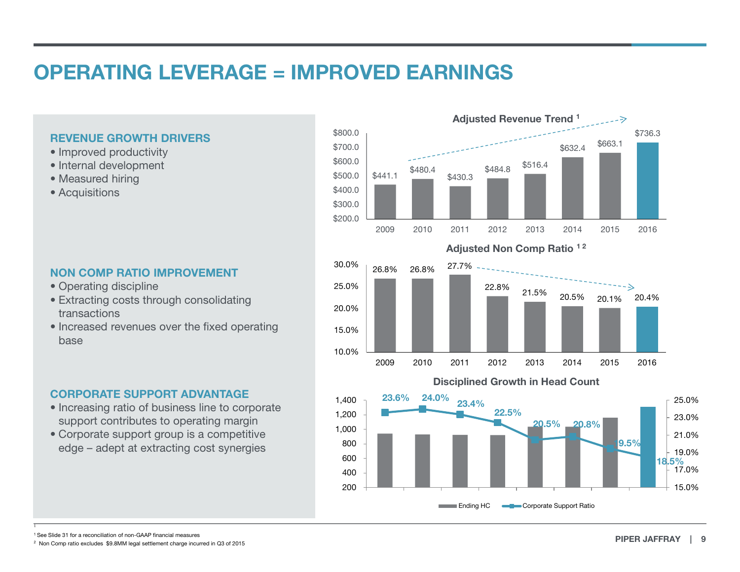# OPERATING LEVERAGE = IMPROVED EARNINGS

### REVENUE GROWTH DRIVERS

- Improved productivity
- Internal development
- Measured hiring
- Acquisitions

### NON COMP RATIO IMPROVEMENT

- Operating discipline
- Extracting costs through consolidating transactions
- Increased revenues over the fixed operating base

### CORPORATE SUPPORT ADVANTAGE

- Increasing ratio of business line to corporate support contributes to operating margin
- Corporate support group is a competitive edge – adept at extracting cost synergies

**Adjusted Revenue Trend [1]**

| Year | 2009 | 2010 | 2011 | 2012 | 2013 | 2014 | 2015 | 2016 |
|---|---|---|---|---|---|---|---|---|
| Adjusted Revenue | $441.1 | $480.4 | $430.3 | $484.8 | $516.4 | $632.4 | $663.1 | $736.3 |

**Adjusted Non Comp Ratio [1,2]**

| Year | 2009 | 2010 | 2011 | 2012 | 2013 | 2014 | 2015 | 2016 |
|---|---|---|---|---|---|---|---|---|
| Non Comp Ratio | 26.8% | 26.8% | 27.7% | 22.8% | 21.5% | 20.5% | 20.1% | 20.4% |

**Disciplined Growth in Head Count**

| | | | | | | | | |
|---|---|---|---|---|---|---|---|---|
| Corporate Support Ratio | 23.6% | 24.0% | 23.4% | 22.5% | 20.5% | 20.8% | 19.5% | 18.5% |

Ending HC | Corporate Support Ratio

[1] See Slide 31 for a reconciliation of non-GAAP financial measures

[2] Non Comp ratio excludes $9.8MM legal settlement charge incurred in Q3 of 2015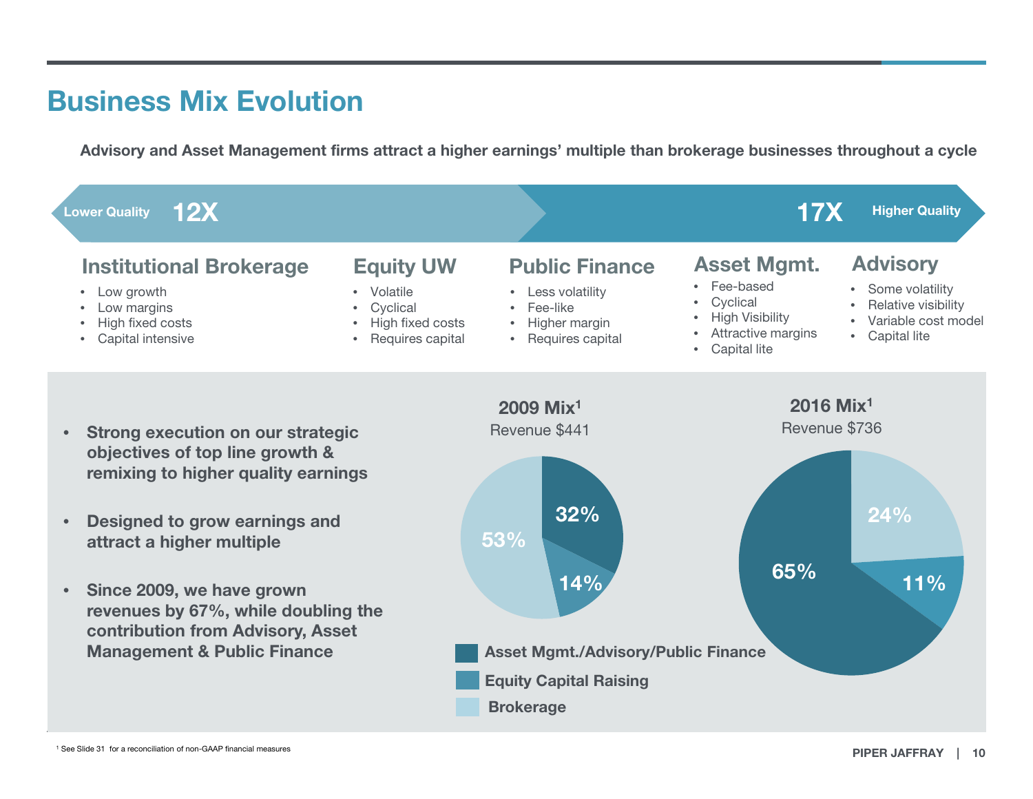# Business Mix Evolution

**Advisory and Asset Management firms attract a higher earnings' multiple than brokerage businesses throughout a cycle**

Lower Quality **12X** → **17X** Higher Quality

### Institutional Brokerage

- Low growth
- Low margins
- High fixed costs
- Capital intensive

### Equity UW

- Volatile
- Cyclical
- High fixed costs
- Requires capital

### Public Finance

- Less volatility
- Fee-like
- Higher margin
- Requires capital

### Asset Mgmt.

- Fee-based
- Cyclical
- High Visibility
- Attractive margins
- Capital lite

### Advisory

- Some volatility
- Relative visibility
- Variable cost model
- Capital lite

---

- **Strong execution on our strategic objectives of top line growth & remixing to higher quality earnings**
- **Designed to grow earnings and attract a higher multiple**
- **Since 2009, we have grown revenues by 67%, while doubling the contribution from Advisory, Asset Management & Public Finance**

| | 2009 Mix[1] (Revenue $441) | 2016 Mix[1] (Revenue $736) |
|---|---|---|
| Asset Mgmt./Advisory/Public Finance | 32% | 65% |
| Equity Capital Raising | 14% | 11% |
| Brokerage | 53% | 24% |

[1] See Slide 31 for a reconciliation of non-GAAP financial measures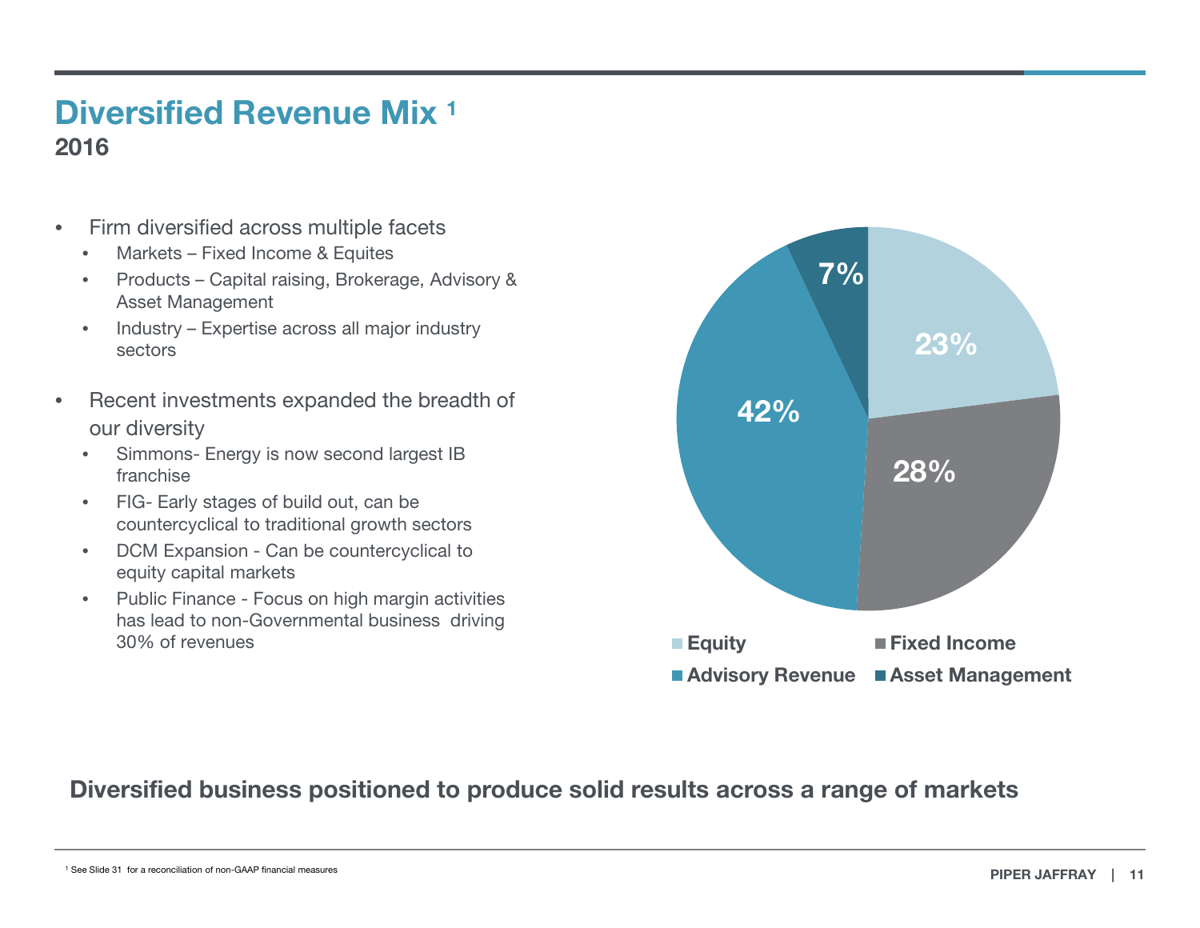# Diversified Revenue Mix [1]

## 2016

- Firm diversified across multiple facets
  - Markets – Fixed Income & Equites
  - Products – Capital raising, Brokerage, Advisory & Asset Management
  - Industry – Expertise across all major industry sectors
- Recent investments expanded the breadth of our diversity
  - Simmons- Energy is now second largest IB franchise
  - FIG- Early stages of build out, can be countercyclical to traditional growth sectors
  - DCM Expansion - Can be countercyclical to equity capital markets
  - Public Finance - Focus on high margin activities has lead to non-Governmental business driving 30% of revenues

| Segment | Share |
| --- | --- |
| Equity | 23% |
| Fixed Income | 28% |
| Advisory Revenue | 42% |
| Asset Management | 7% |

**Diversified business positioned to produce solid results across a range of markets**

[1] See Slide 31 for a reconciliation of non-GAAP financial measures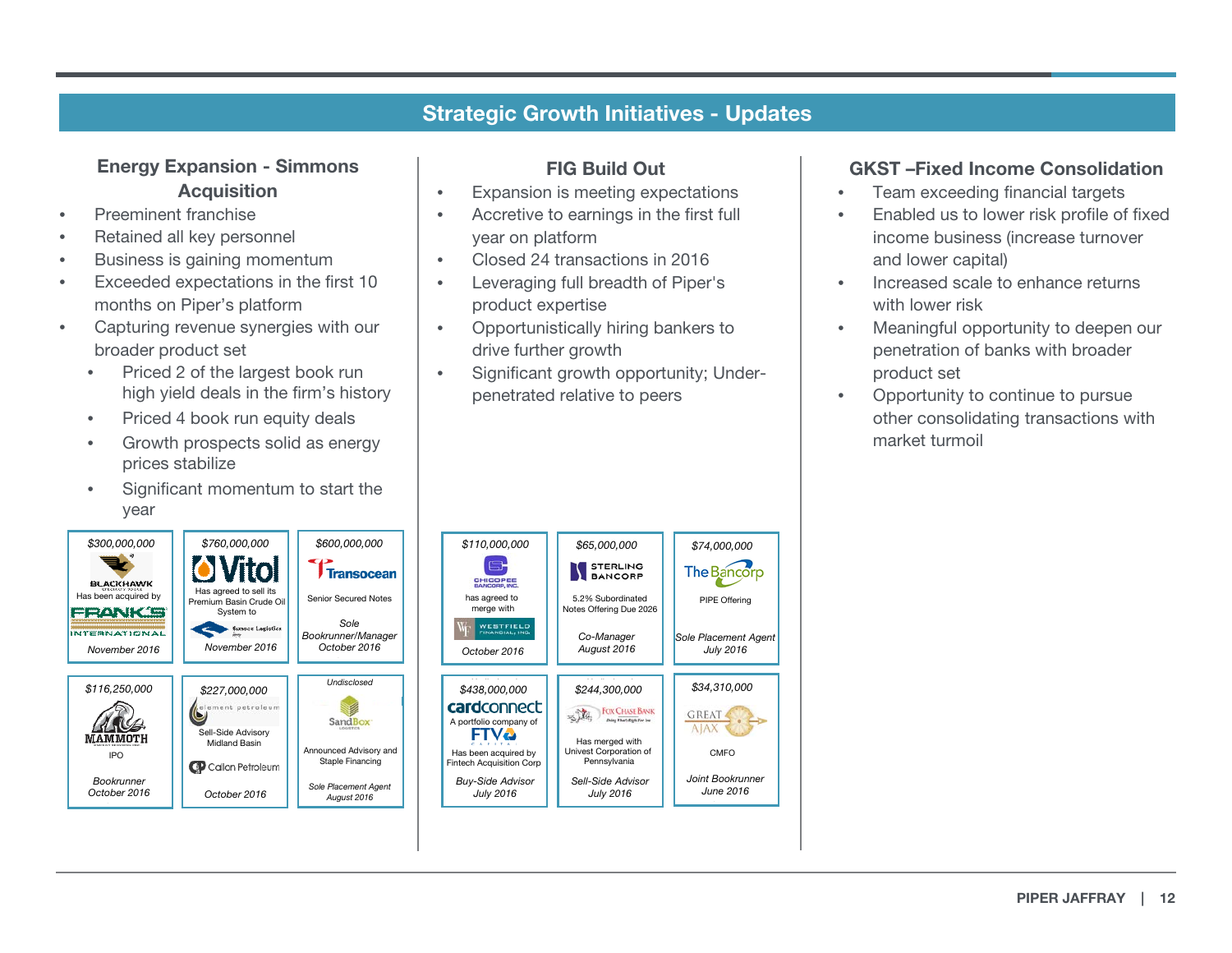# Strategic Growth Initiatives - Updates

## Energy Expansion - Simmons Acquisition

- Preeminent franchise
- Retained all key personnel
- Business is gaining momentum
- Exceeded expectations in the first 10 months on Piper's platform
- Capturing revenue synergies with our broader product set
  - Priced 2 of the largest book run high yield deals in the firm's history
  - Priced 4 book run equity deals
  - Growth prospects solid as energy prices stabilize
  - Significant momentum to start the year

| $300,000,000 | $760,000,000 | $600,000,000 |
|---|---|---|
| BLACKHAWK Has been acquired by FRANK'S INTERNATIONAL | Vitol Has agreed to sell its Premium Basin Crude Oil System to Sunoco Logistics | Transocean Senior Secured Notes |
| November 2016 | November 2016 | Sole Bookrunner/Manager October 2016 |

| $116,250,000 | $227,000,000 | Undisclosed |
|---|---|---|
| MAMMOTH IPO | element petroleum Sell-Side Advisory Midland Basin Callon Petroleum | SandBox Announced Advisory and Staple Financing |
| Bookrunner October 2016 | October 2016 | Sole Placement Agent August 2016 |

## FIG Build Out

- Expansion is meeting expectations
- Accretive to earnings in the first full year on platform
- Closed 24 transactions in 2016
- Leveraging full breadth of Piper's product expertise
- Opportunistically hiring bankers to drive further growth
- Significant growth opportunity; Under-penetrated relative to peers

| $110,000,000 | $65,000,000 | $74,000,000 |
|---|---|---|
| CHICOPEE BANCORP, INC. has agreed to merge with WESTFIELD FINANCIAL, INC. | STERLING BANCORP 5.2% Subordinated Notes Offering Due 2026 | The Bancorp PIPE Offering |
| October 2016 | Co-Manager August 2016 | Sole Placement Agent July 2016 |

| $438,000,000 | $244,300,000 | $34,310,000 |
|---|---|---|
| cardconnect A portfolio company of FTV Capital Has been acquired by Fintech Acquisition Corp | Fox Chase Bank Has merged with Univest Corporation of Pennsylvania | GREAT AJAX CMFO |
| Buy-Side Advisor July 2016 | Sell-Side Advisor July 2016 | Joint Bookrunner June 2016 |

## GKST –Fixed Income Consolidation

- Team exceeding financial targets
- Enabled us to lower risk profile of fixed income business (increase turnover and lower capital)
- Increased scale to enhance returns with lower risk
- Meaningful opportunity to deepen our penetration of banks with broader product set
- Opportunity to continue to pursue other consolidating transactions with market turmoil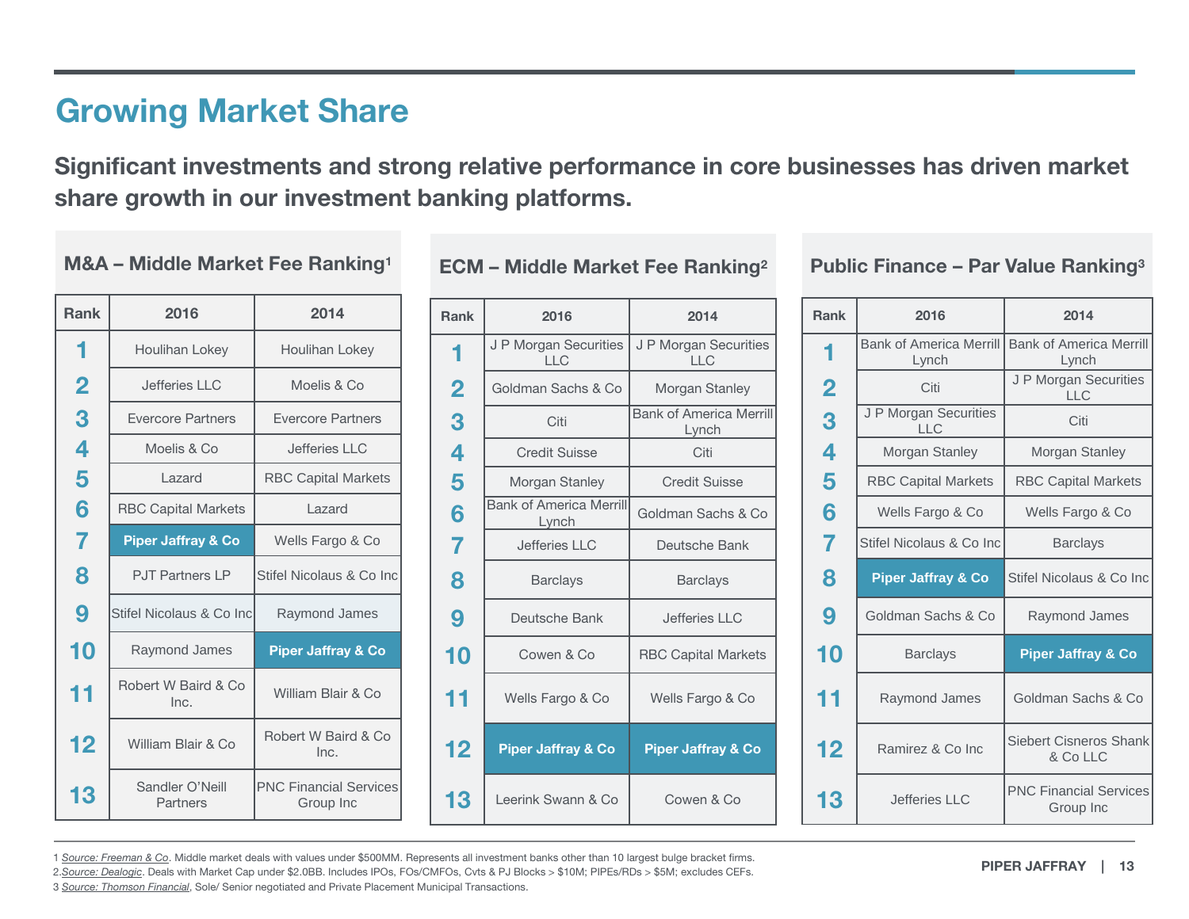# Growing Market Share

**Significant investments and strong relative performance in core businesses has driven market share growth in our investment banking platforms.**

### M&A – Middle Market Fee Ranking[1]

| Rank | 2016 | 2014 |
|---|---|---|
| 1 | Houlihan Lokey | Houlihan Lokey |
| 2 | Jefferies LLC | Moelis & Co |
| 3 | Evercore Partners | Evercore Partners |
| 4 | Moelis & Co | Jefferies LLC |
| 5 | Lazard | RBC Capital Markets |
| 6 | RBC Capital Markets | Lazard |
| 7 | **Piper Jaffray & Co** | Wells Fargo & Co |
| 8 | PJT Partners LP | Stifel Nicolaus & Co Inc |
| 9 | Stifel Nicolaus & Co Inc | Raymond James |
| 10 | Raymond James | **Piper Jaffray & Co** |
| 11 | Robert W Baird & Co Inc. | William Blair & Co |
| 12 | William Blair & Co | Robert W Baird & Co Inc. |
| 13 | Sandler O'Neill Partners | PNC Financial Services Group Inc |

### ECM – Middle Market Fee Ranking[2]

| Rank | 2016 | 2014 |
|---|---|---|
| 1 | J P Morgan Securities LLC | J P Morgan Securities LLC |
| 2 | Goldman Sachs & Co | Morgan Stanley |
| 3 | Citi | Bank of America Merrill Lynch |
| 4 | Credit Suisse | Citi |
| 5 | Morgan Stanley | Credit Suisse |
| 6 | Bank of America Merrill Lynch | Goldman Sachs & Co |
| 7 | Jefferies LLC | Deutsche Bank |
| 8 | Barclays | Barclays |
| 9 | Deutsche Bank | Jefferies LLC |
| 10 | Cowen & Co | RBC Capital Markets |
| 11 | Wells Fargo & Co | Wells Fargo & Co |
| 12 | **Piper Jaffray & Co** | **Piper Jaffray & Co** |
| 13 | Leerink Swann & Co | Cowen & Co |

### Public Finance – Par Value Ranking[3]

| Rank | 2016 | 2014 |
|---|---|---|
| 1 | Bank of America Merrill Lynch | Bank of America Merrill Lynch |
| 2 | Citi | J P Morgan Securities LLC |
| 3 | J P Morgan Securities LLC | Citi |
| 4 | Morgan Stanley | Morgan Stanley |
| 5 | RBC Capital Markets | RBC Capital Markets |
| 6 | Wells Fargo & Co | Wells Fargo & Co |
| 7 | Stifel Nicolaus & Co Inc | Barclays |
| 8 | **Piper Jaffray & Co** | Stifel Nicolaus & Co Inc |
| 9 | Goldman Sachs & Co | Raymond James |
| 10 | Barclays | **Piper Jaffray & Co** |
| 11 | Raymond James | Goldman Sachs & Co |
| 12 | Ramirez & Co Inc | Siebert Cisneros Shank & Co LLC |
| 13 | Jefferies LLC | PNC Financial Services Group Inc |

1 _Source: Freeman & Co_. Middle market deals with values under $500MM. Represents all investment banks other than 10 largest bulge bracket firms.
2 _Source: Dealogic_. Deals with Market Cap under $2.0BB. Includes IPOs, FOs/CMFOs, Cvts & PJ Blocks > $10M; PIPEs/RDs > $5M; excludes CEFs.
3 _Source: Thomson Financial_, Sole/ Senior negotiated and Private Placement Municipal Transactions.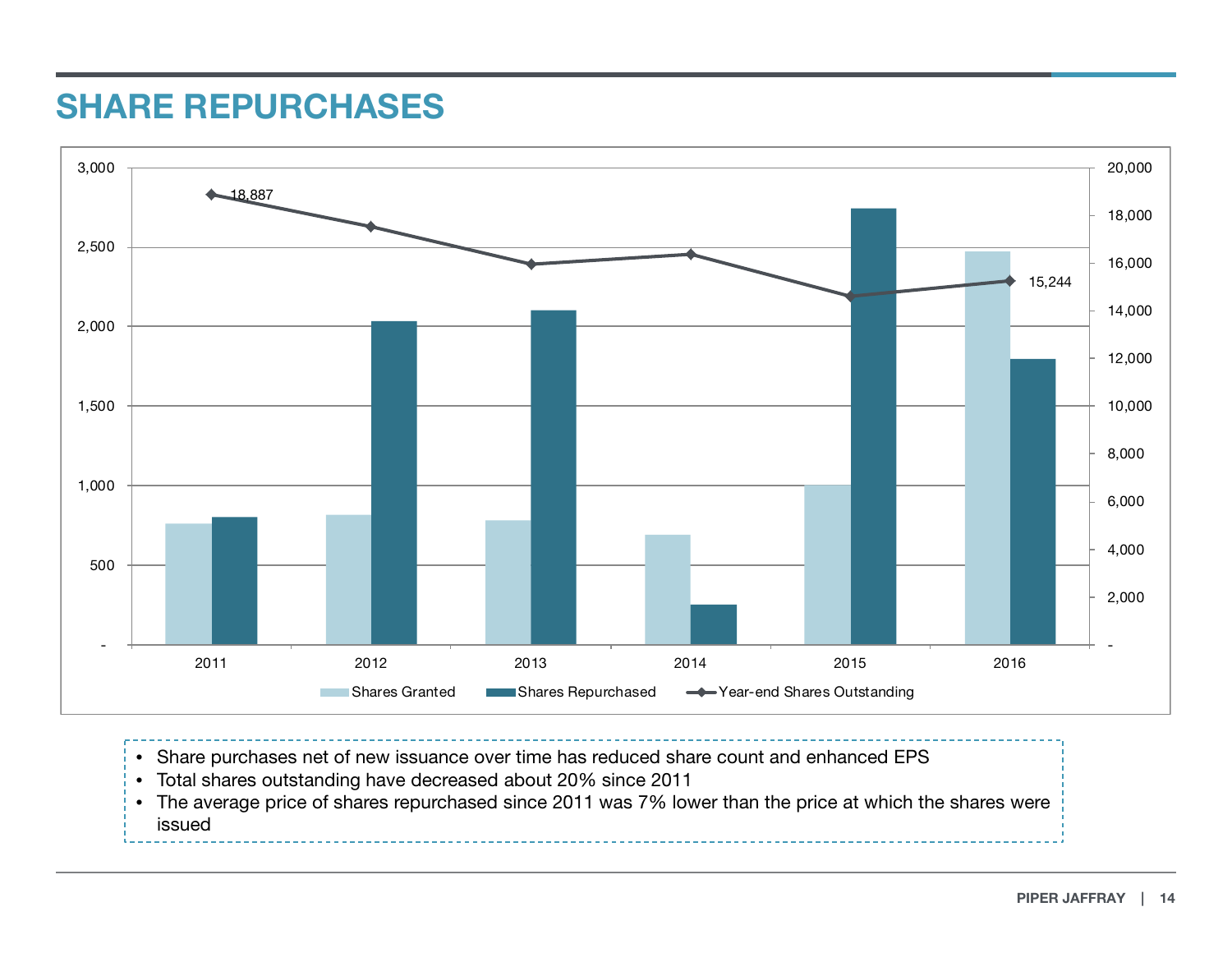# SHARE REPURCHASES

- Share purchases net of new issuance over time has reduced share count and enhanced EPS
- Total shares outstanding have decreased about 20% since 2011
- The average price of shares repurchased since 2011 was 7% lower than the price at which the shares were issued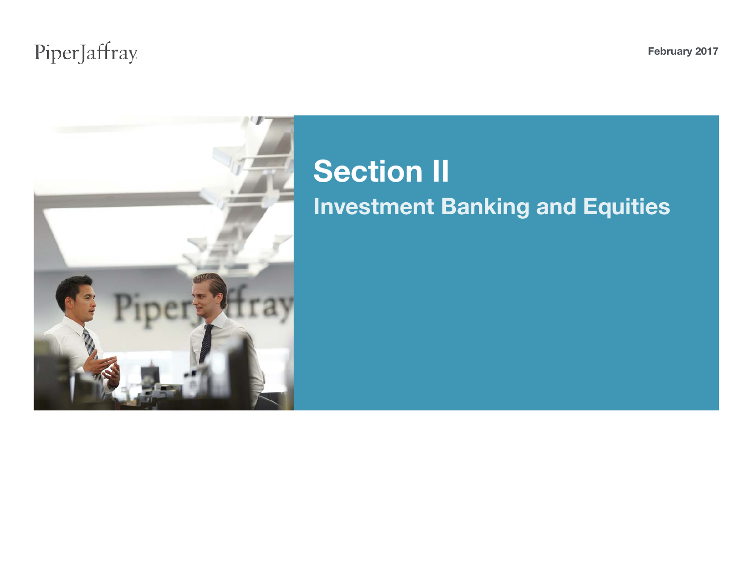# Section II

## Investment Banking and Equities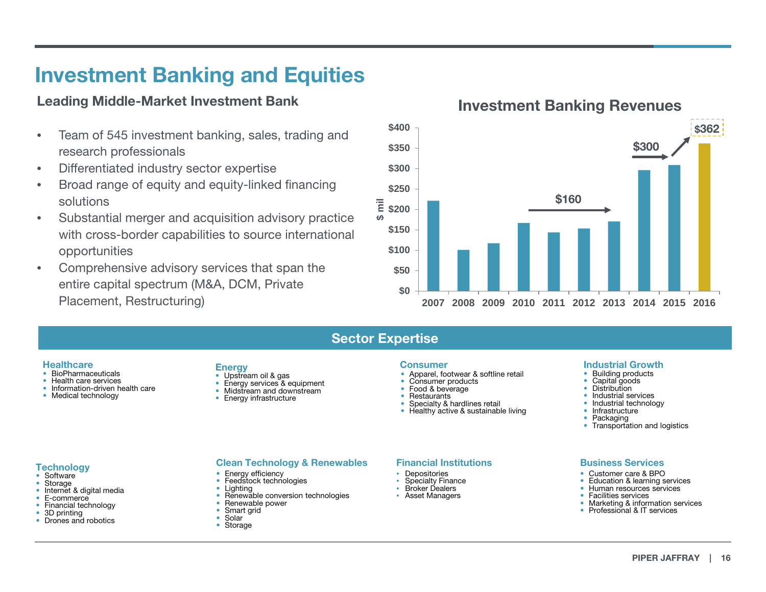# Investment Banking and Equities

## Leading Middle-Market Investment Bank

- Team of 545 investment banking, sales, trading and research professionals
- Differentiated industry sector expertise
- Broad range of equity and equity-linked financing solutions
- Substantial merger and acquisition advisory practice with cross-border capabilities to source international opportunities
- Comprehensive advisory services that span the entire capital spectrum (M&A, DCM, Private Placement, Restructuring)

### Investment Banking Revenues

$ mil

| Year | Revenue |
|---|---|
| 2007 | ~$220 |
| 2008 | ~$100 |
| 2009 | ~$117 |
| 2010 | ~$166 |
| 2011 | ~$143 |
| 2012 | ~$153 |
| 2013 | ~$170 |
| 2014 | ~$296 |
| 2015 | ~$308 |
| 2016 | $362 |

$160 (2010–2013) → $300 (2014–2015) → $362 (2016)

## Sector Expertise

**Healthcare**
- BioPharmaceuticals
- Health care services
- Information-driven health care
- Medical technology

**Energy**
- Upstream oil & gas
- Energy services & equipment
- Midstream and downstream
- Energy infrastructure

**Consumer**
- Apparel, footwear & softline retail
- Consumer products
- Food & beverage
- Restaurants
- Specialty & hardlines retail
- Healthy active & sustainable living

**Industrial Growth**
- Building products
- Capital goods
- Distribution
- Industrial services
- Industrial technology
- Infrastructure
- Packaging
- Transportation and logistics

**Technology**
- Software
- Storage
- Internet & digital media
- E-commerce
- Financial technology
- 3D printing
- Drones and robotics

**Clean Technology & Renewables**
- Energy efficiency
- Feedstock technologies
- Lighting
- Renewable conversion technologies
- Renewable power
- Smart grid
- Solar
- Storage

**Financial Institutions**
- Depositories
- Specialty Finance
- Broker Dealers
- Asset Managers

**Business Services**
- Customer care & BPO
- Education & learning services
- Human resources services
- Facilities services
- Marketing & information services
- Professional & IT services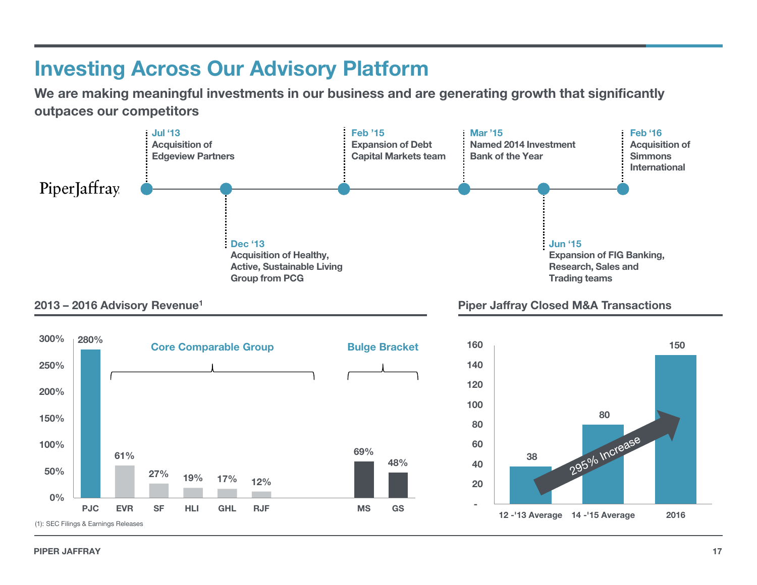# Investing Across Our Advisory Platform

**We are making meaningful investments in our business and are generating growth that significantly outpaces our competitors**

PiperJaffray

- **Jul '13** – Acquisition of Edgeview Partners
- **Dec '13** – Acquisition of Healthy, Active, Sustainable Living Group from PCG
- **Feb '15** – Expansion of Debt Capital Markets team
- **Mar '15** – Named 2014 Investment Bank of the Year
- **Jun '15** – Expansion of FIG Banking, Research, Sales and Trading teams
- **Feb '16** – Acquisition of Simmons International

## 2013 – 2016 Advisory Revenue[1]

| Company | Group | Growth |
|---|---|---|
| PJC | | 280% |
| EVR | Core Comparable Group | 61% |
| SF | Core Comparable Group | 27% |
| HLI | Core Comparable Group | 19% |
| GHL | Core Comparable Group | 17% |
| RJF | Core Comparable Group | 12% |
| MS | Bulge Bracket | 69% |
| GS | Bulge Bracket | 48% |

(1): SEC Filings & Earnings Releases

## Piper Jaffray Closed M&A Transactions

| Period | Closed M&A Transactions |
|---|---|
| 12 -'13 Average | 38 |
| 14 -'15 Average | 80 |
| 2016 | 150 |

295% Increase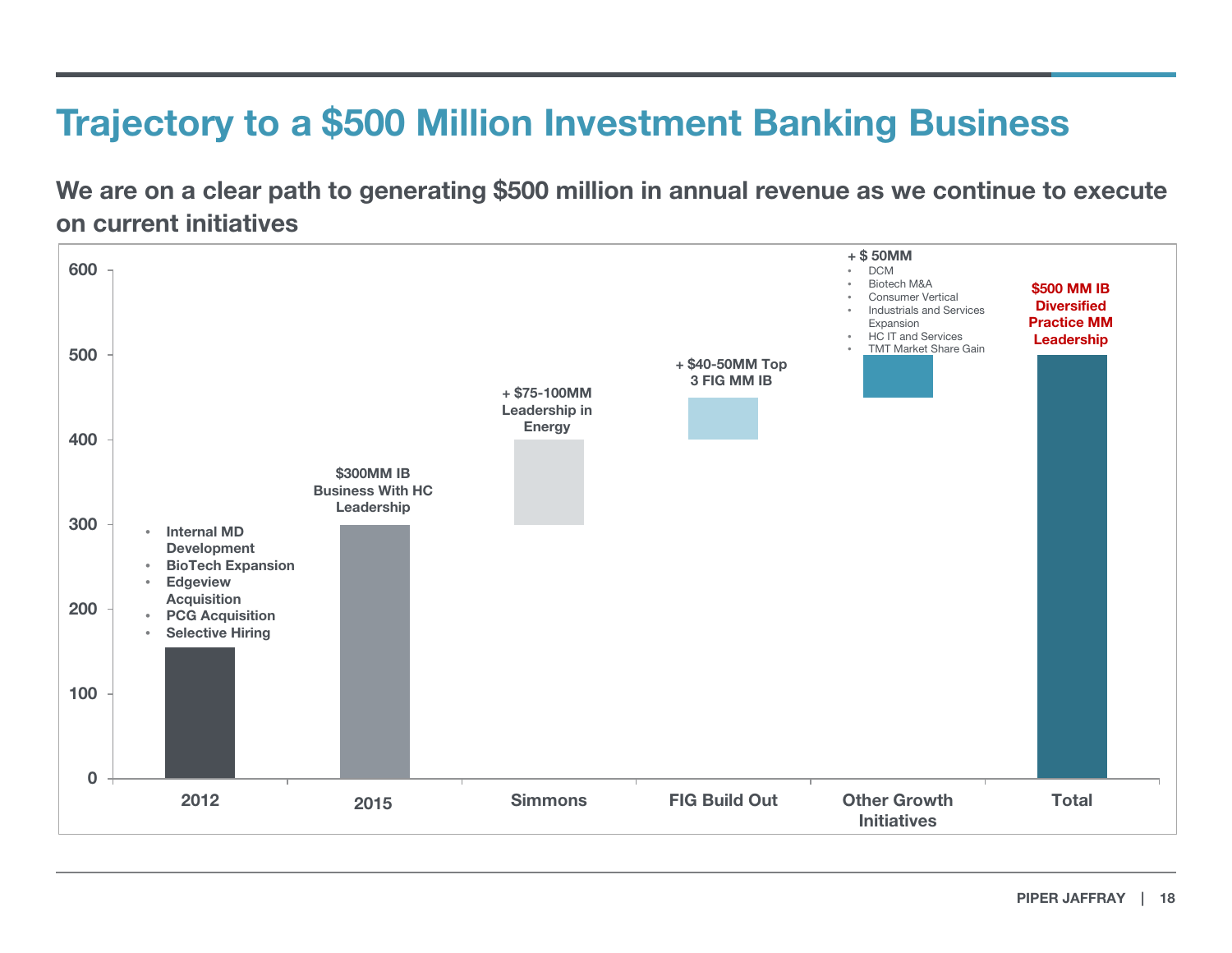# Trajectory to a $500 Million Investment Banking Business

**We are on a clear path to generating $500 million in annual revenue as we continue to execute on current initiatives**

| Category | Value | Notes |
|---|---|---|
| 2012 | ~155 | • Internal MD Development<br>• BioTech Expansion<br>• Edgeview Acquisition<br>• PCG Acquisition<br>• Selective Hiring |
| 2015 | 300 | $300MM IB Business With HC Leadership |
| Simmons | 300–400 | + $75-100MM Leadership in Energy |
| FIG Build Out | 400–450 | + $40-50MM Top 3 FIG MM IB |
| Other Growth Initiatives | 450–500 | + $ 50MM<br>• DCM<br>• Biotech M&A<br>• Consumer Vertical<br>• Industrials and Services Expansion<br>• HC IT and Services<br>• TMT Market Share Gain |
| Total | 500 | $500 MM IB Diversified Practice MM Leadership |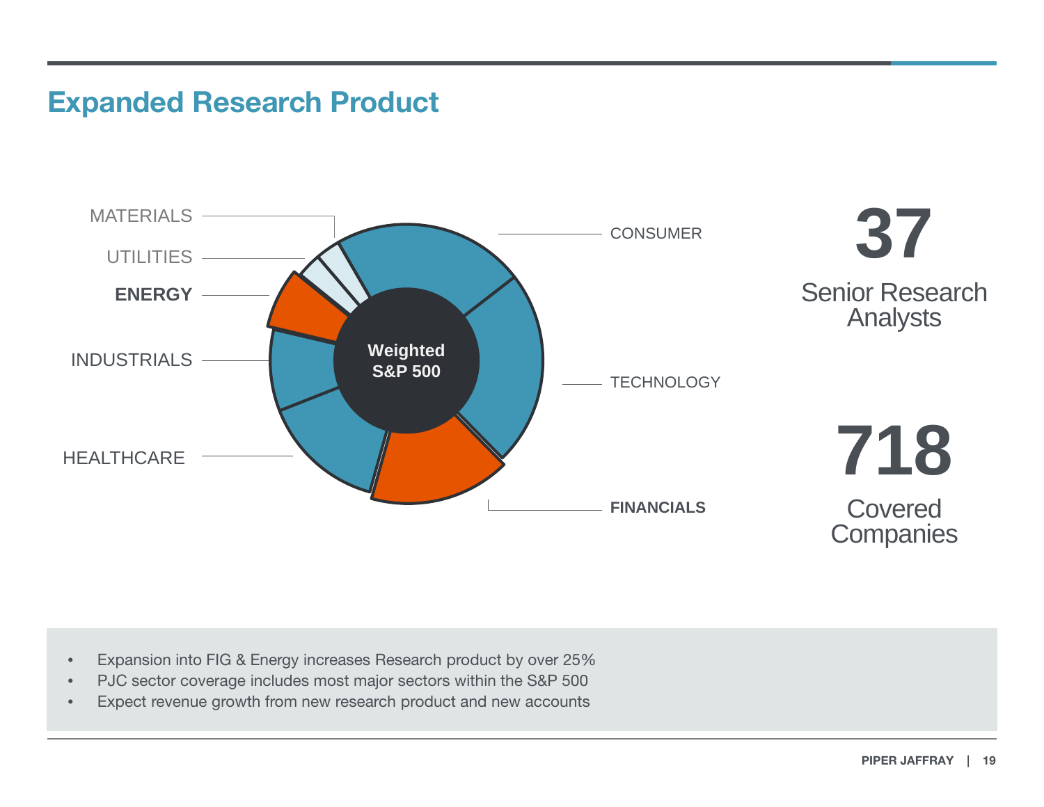## Expanded Research Product

MATERIALS

UTILITIES

**ENERGY**

INDUSTRIALS

HEALTHCARE

**Weighted S&P 500**

CONSUMER

TECHNOLOGY

**FINANCIALS**

**37**

Senior Research Analysts

**718**

Covered Companies

- Expansion into FIG & Energy increases Research product by over 25%
- PJC sector coverage includes most major sectors within the S&P 500
- Expect revenue growth from new research product and new accounts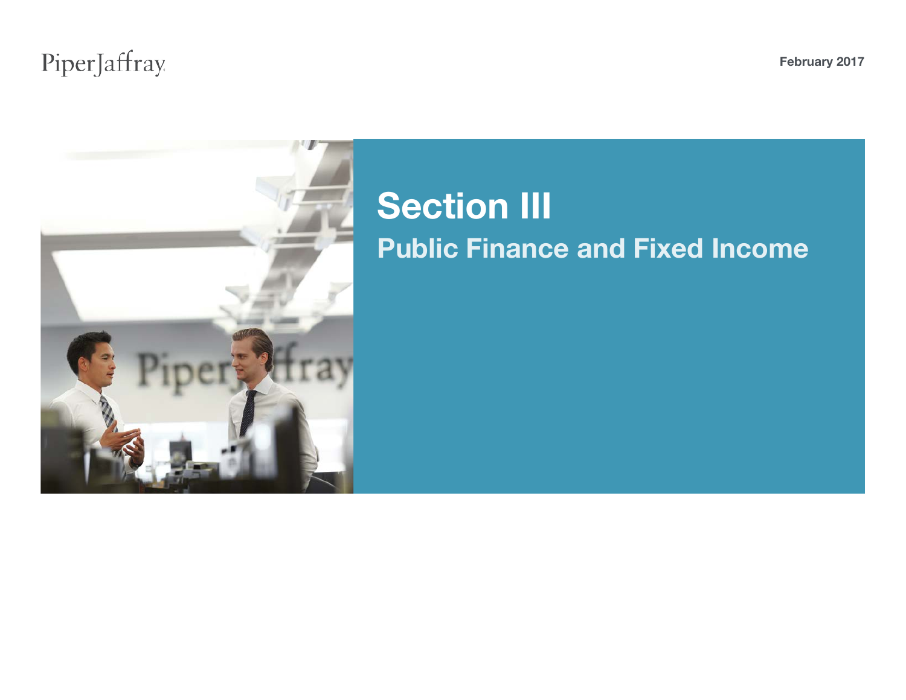# Section III

## Public Finance and Fixed Income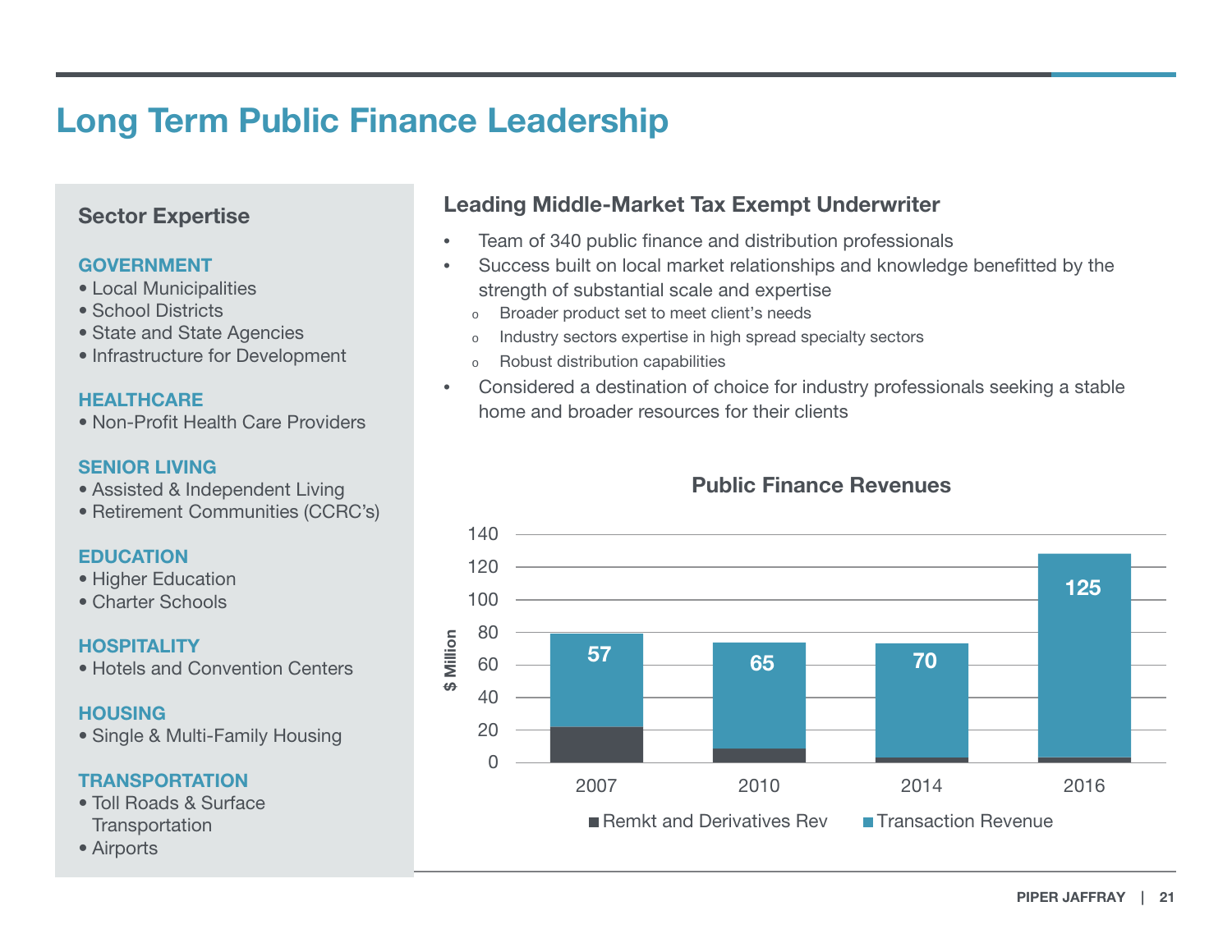# Long Term Public Finance Leadership

## Sector Expertise

**GOVERNMENT**
- Local Municipalities
- School Districts
- State and State Agencies
- Infrastructure for Development

**HEALTHCARE**
- Non-Profit Health Care Providers

**SENIOR LIVING**
- Assisted & Independent Living
- Retirement Communities (CCRC's)

**EDUCATION**
- Higher Education
- Charter Schools

**HOSPITALITY**
- Hotels and Convention Centers

**HOUSING**
- Single & Multi-Family Housing

**TRANSPORTATION**
- Toll Roads & Surface Transportation
- Airports

## Leading Middle-Market Tax Exempt Underwriter

- Team of 340 public finance and distribution professionals
- Success built on local market relationships and knowledge benefitted by the strength of substantial scale and expertise
  - Broader product set to meet client's needs
  - Industry sectors expertise in high spread specialty sectors
  - Robust distribution capabilities
- Considered a destination of choice for industry professionals seeking a stable home and broader resources for their clients

### Public Finance Revenues

($ Million)

| Year | Transaction Revenue |
|---|---|
| 2007 | 57 |
| 2010 | 65 |
| 2014 | 70 |
| 2016 | 125 |

Remkt and Derivatives Rev | Transaction Revenue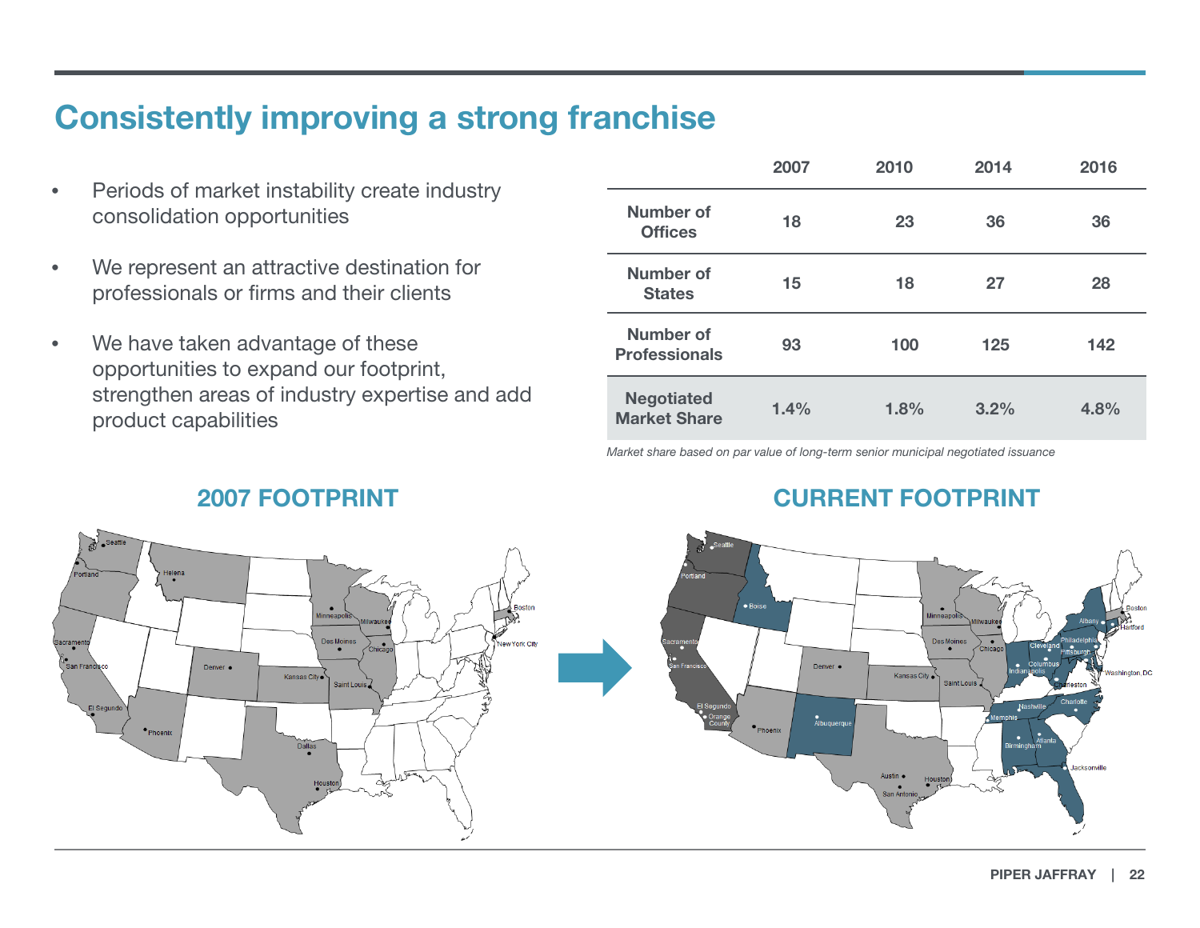# Consistently improving a strong franchise

- Periods of market instability create industry consolidation opportunities
- We represent an attractive destination for professionals or firms and their clients
- We have taken advantage of these opportunities to expand our footprint, strengthen areas of industry expertise and add product capabilities

| | 2007 | 2010 | 2014 | 2016 |
|---|---|---|---|---|
| Number of Offices | 18 | 23 | 36 | 36 |
| Number of States | 15 | 18 | 27 | 28 |
| Number of Professionals | 93 | 100 | 125 | 142 |
| Negotiated Market Share | 1.4% | 1.8% | 3.2% | 4.8% |

*Market share based on par value of long-term senior municipal negotiated issuance*

## 2007 FOOTPRINT

Seattle, Portland, Helena, Sacramento, San Francisco, El Segundo, Phoenix, Denver, Minneapolis, Milwaukee, Des Moines, Chicago, Kansas City, Saint Louis, Dallas, Houston, Boston, New York City

## CURRENT FOOTPRINT

Seattle, Portland, Boise, Sacramento, San Francisco, El Segundo, Orange County, Phoenix, Denver, Albuquerque, Minneapolis, Milwaukee, Des Moines, Chicago, Kansas City, Saint Louis, Austin, San Antonio, Houston, Cleveland, Columbus, Indianapolis, Pittsburgh, Philadelphia, Albany, Boston, Hartford, Washington, DC, Charleston, Charlotte, Nashville, Memphis, Birmingham, Atlanta, Jacksonville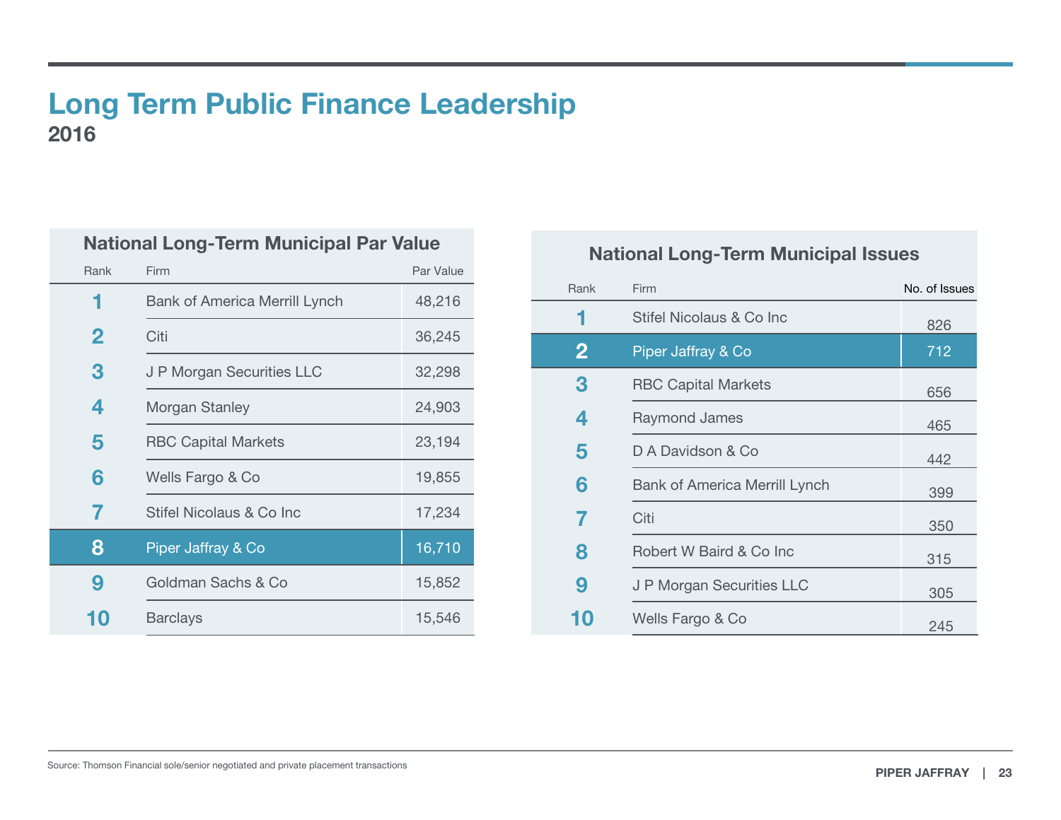# Long Term Public Finance Leadership

## 2016

### National Long-Term Municipal Par Value

| Rank | Firm | Par Value |
|---|---|---|
| 1 | Bank of America Merrill Lynch | 48,216 |
| 2 | Citi | 36,245 |
| 3 | J P Morgan Securities LLC | 32,298 |
| 4 | Morgan Stanley | 24,903 |
| 5 | RBC Capital Markets | 23,194 |
| 6 | Wells Fargo & Co | 19,855 |
| 7 | Stifel Nicolaus & Co Inc | 17,234 |
| 8 | Piper Jaffray & Co | 16,710 |
| 9 | Goldman Sachs & Co | 15,852 |
| 10 | Barclays | 15,546 |

### National Long-Term Municipal Issues

| Rank | Firm | No. of Issues |
|---|---|---|
| 1 | Stifel Nicolaus & Co Inc | 826 |
| 2 | Piper Jaffray & Co | 712 |
| 3 | RBC Capital Markets | 656 |
| 4 | Raymond James | 465 |
| 5 | D A Davidson & Co | 442 |
| 6 | Bank of America Merrill Lynch | 399 |
| 7 | Citi | 350 |
| 8 | Robert W Baird & Co Inc | 315 |
| 9 | J P Morgan Securities LLC | 305 |
| 10 | Wells Fargo & Co | 245 |

Source: Thomson Financial sole/senior negotiated and private placement transactions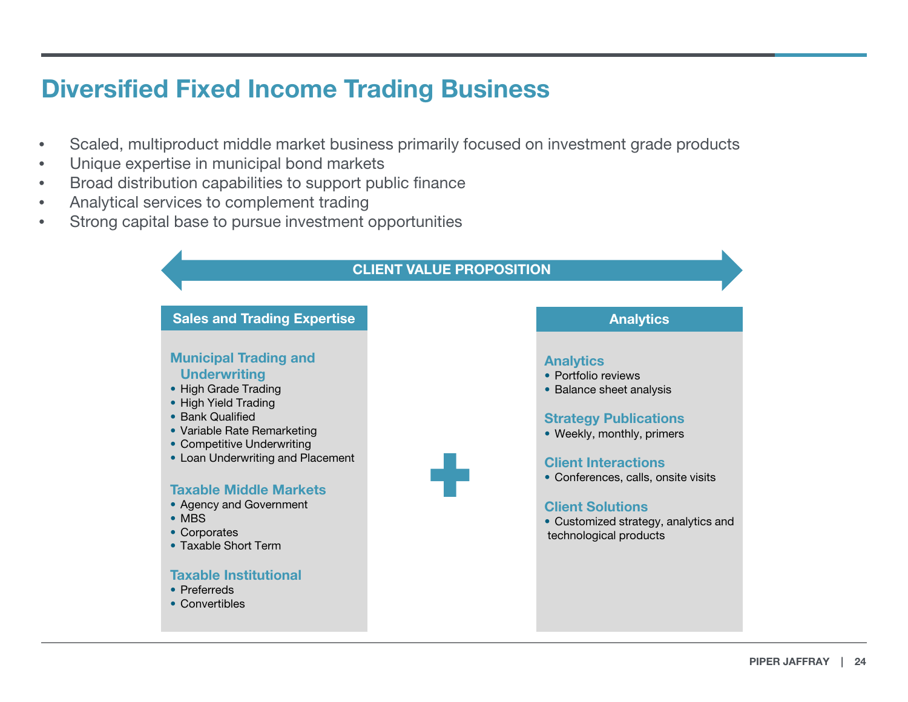# Diversified Fixed Income Trading Business

- Scaled, multiproduct middle market business primarily focused on investment grade products
- Unique expertise in municipal bond markets
- Broad distribution capabilities to support public finance
- Analytical services to complement trading
- Strong capital base to pursue investment opportunities

**CLIENT VALUE PROPOSITION**

## Sales and Trading Expertise

### Municipal Trading and Underwriting

- High Grade Trading
- High Yield Trading
- Bank Qualified
- Variable Rate Remarketing
- Competitive Underwriting
- Loan Underwriting and Placement

### Taxable Middle Markets

- Agency and Government
- MBS
- Corporates
- Taxable Short Term

### Taxable Institutional

- Preferreds
- Convertibles

+

## Analytics

### Analytics

- Portfolio reviews
- Balance sheet analysis

### Strategy Publications

- Weekly, monthly, primers

### Client Interactions

- Conferences, calls, onsite visits

### Client Solutions

- Customized strategy, analytics and technological products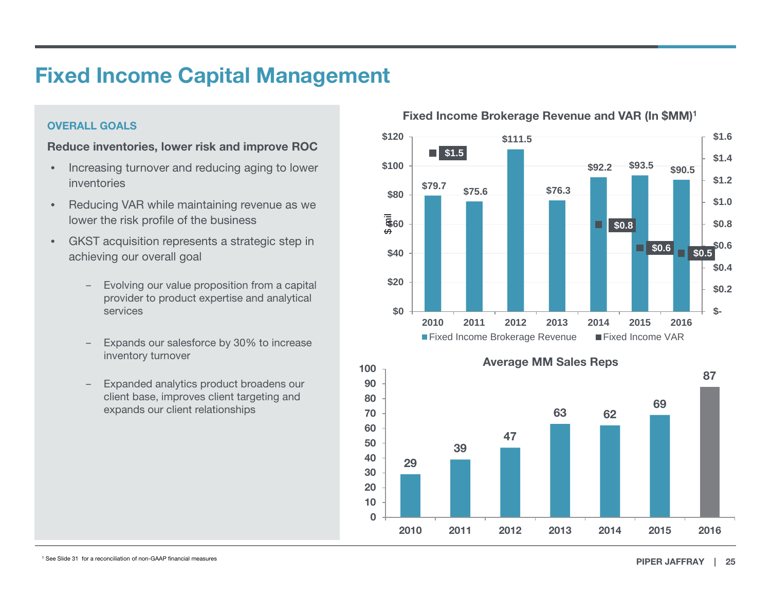# Fixed Income Capital Management

**OVERALL GOALS**

**Reduce inventories, lower risk and improve ROC**

- Increasing turnover and reducing aging to lower inventories
- Reducing VAR while maintaining revenue as we lower the risk profile of the business
- GKST acquisition represents a strategic step in achieving our overall goal
  - Evolving our value proposition from a capital provider to product expertise and analytical services
  - Expands our salesforce by 30% to increase inventory turnover
  - Expanded analytics product broadens our client base, improves client targeting and expands our client relationships

**Fixed Income Brokerage Revenue and VAR (In $MM)[1]**

| Year | Fixed Income Brokerage Revenue | Fixed Income VAR |
|---|---|---|
| 2010 | $79.7 | $1.5 |
| 2011 | $75.6 | |
| 2012 | $111.5 | |
| 2013 | $76.3 | |
| 2014 | $92.2 | $0.8 |
| 2015 | $93.5 | $0.6 |
| 2016 | $90.5 | $0.5 |

**Average MM Sales Reps**

| Year | Average MM Sales Reps |
|---|---|
| 2010 | 29 |
| 2011 | 39 |
| 2012 | 47 |
| 2013 | 63 |
| 2014 | 62 |
| 2015 | 69 |
| 2016 | 87 |

[1] See Slide 31 for a reconciliation of non-GAAP financial measures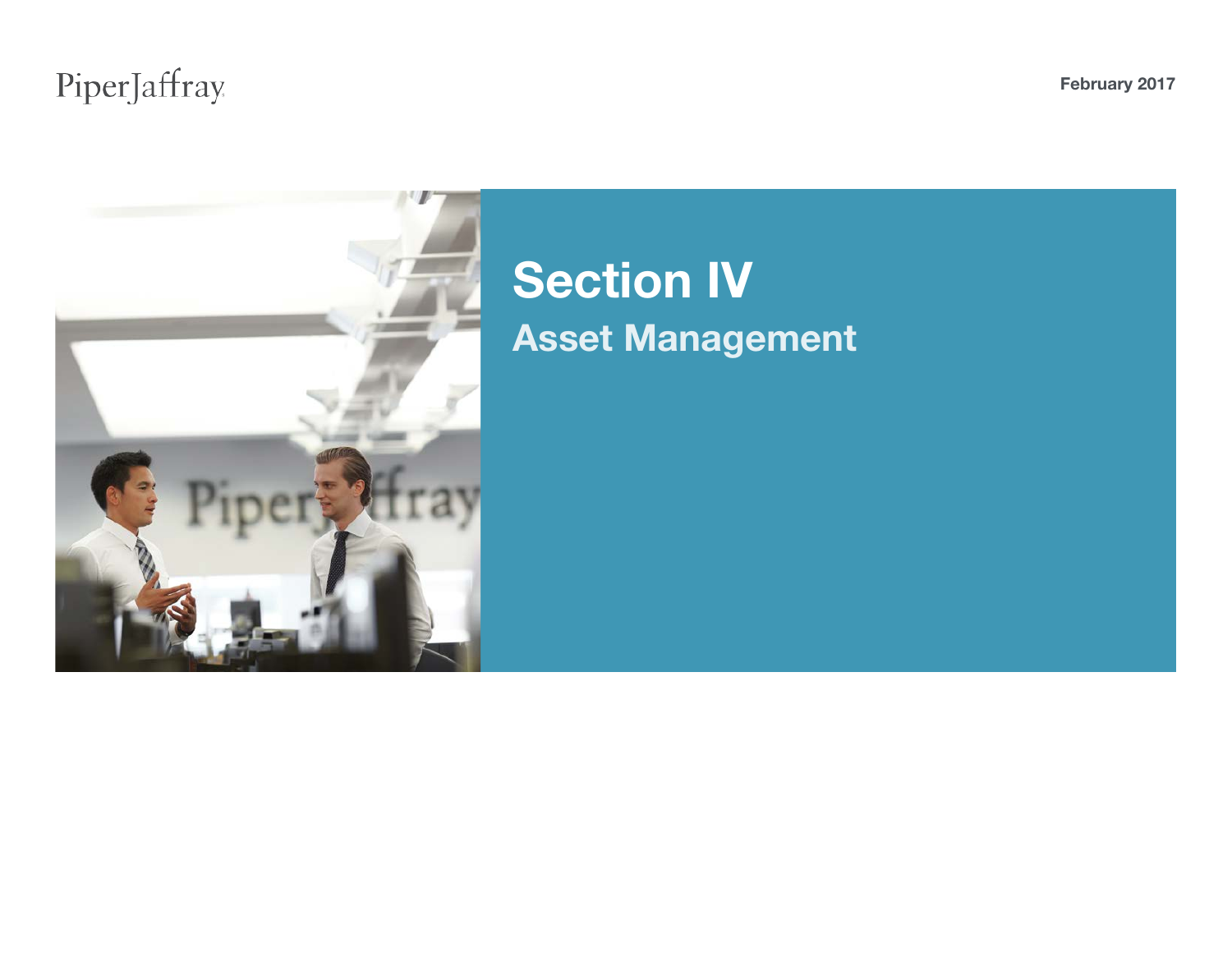# Section IV

## Asset Management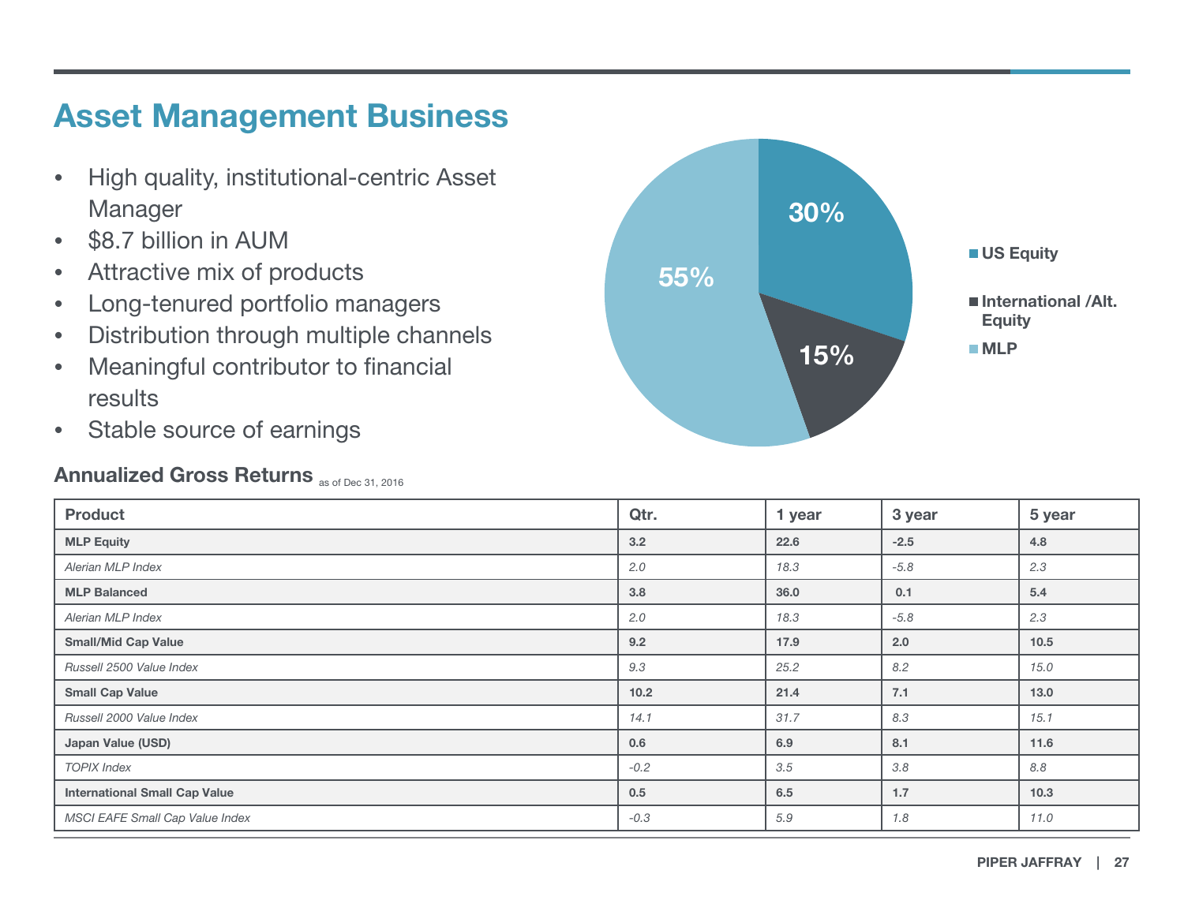# Asset Management Business

- High quality, institutional-centric Asset Manager
- $8.7 billion in AUM
- Attractive mix of products
- Long-tenured portfolio managers
- Distribution through multiple channels
- Meaningful contributor to financial results
- Stable source of earnings

30%
15%
55%

- US Equity
- International /Alt. Equity
- MLP

**Annualized Gross Returns** as of Dec 31, 2016

| Product | Qtr. | 1 year | 3 year | 5 year |
|---|---|---|---|---|
| **MLP Equity** | **3.2** | **22.6** | **-2.5** | **4.8** |
| *Alerian MLP Index* | *2.0* | *18.3* | *-5.8* | *2.3* |
| **MLP Balanced** | **3.8** | **36.0** | **0.1** | **5.4** |
| *Alerian MLP Index* | *2.0* | *18.3* | *-5.8* | *2.3* |
| **Small/Mid Cap Value** | **9.2** | **17.9** | **2.0** | **10.5** |
| *Russell 2500 Value Index* | *9.3* | *25.2* | *8.2* | *15.0* |
| **Small Cap Value** | **10.2** | **21.4** | **7.1** | **13.0** |
| *Russell 2000 Value Index* | *14.1* | *31.7* | *8.3* | *15.1* |
| **Japan Value (USD)** | **0.6** | **6.9** | **8.1** | **11.6** |
| *TOPIX Index* | *-0.2* | *3.5* | *3.8* | *8.8* |
| **International Small Cap Value** | **0.5** | **6.5** | **1.7** | **10.3** |
| *MSCI EAFE Small Cap Value Index* | *-0.3* | *5.9* | *1.8* | *11.0* |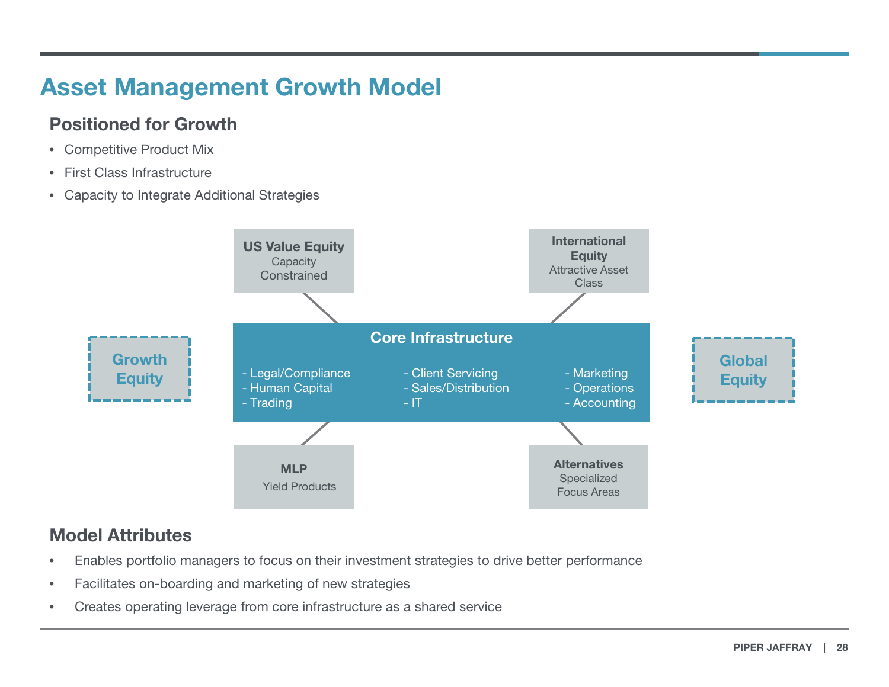# Asset Management Growth Model

## Positioned for Growth

- Competitive Product Mix
- First Class Infrastructure
- Capacity to Integrate Additional Strategies

**US Value Equity**
Capacity Constrained

**International Equity**
Attractive Asset Class

**Growth Equity**

**Core Infrastructure**

- Legal/Compliance
- Human Capital
- Trading
- Client Servicing
- Sales/Distribution
- IT
- Marketing
- Operations
- Accounting

**Global Equity**

**MLP**
Yield Products

**Alternatives**
Specialized Focus Areas

## Model Attributes

- Enables portfolio managers to focus on their investment strategies to drive better performance
- Facilitates on-boarding and marketing of new strategies
- Creates operating leverage from core infrastructure as a shared service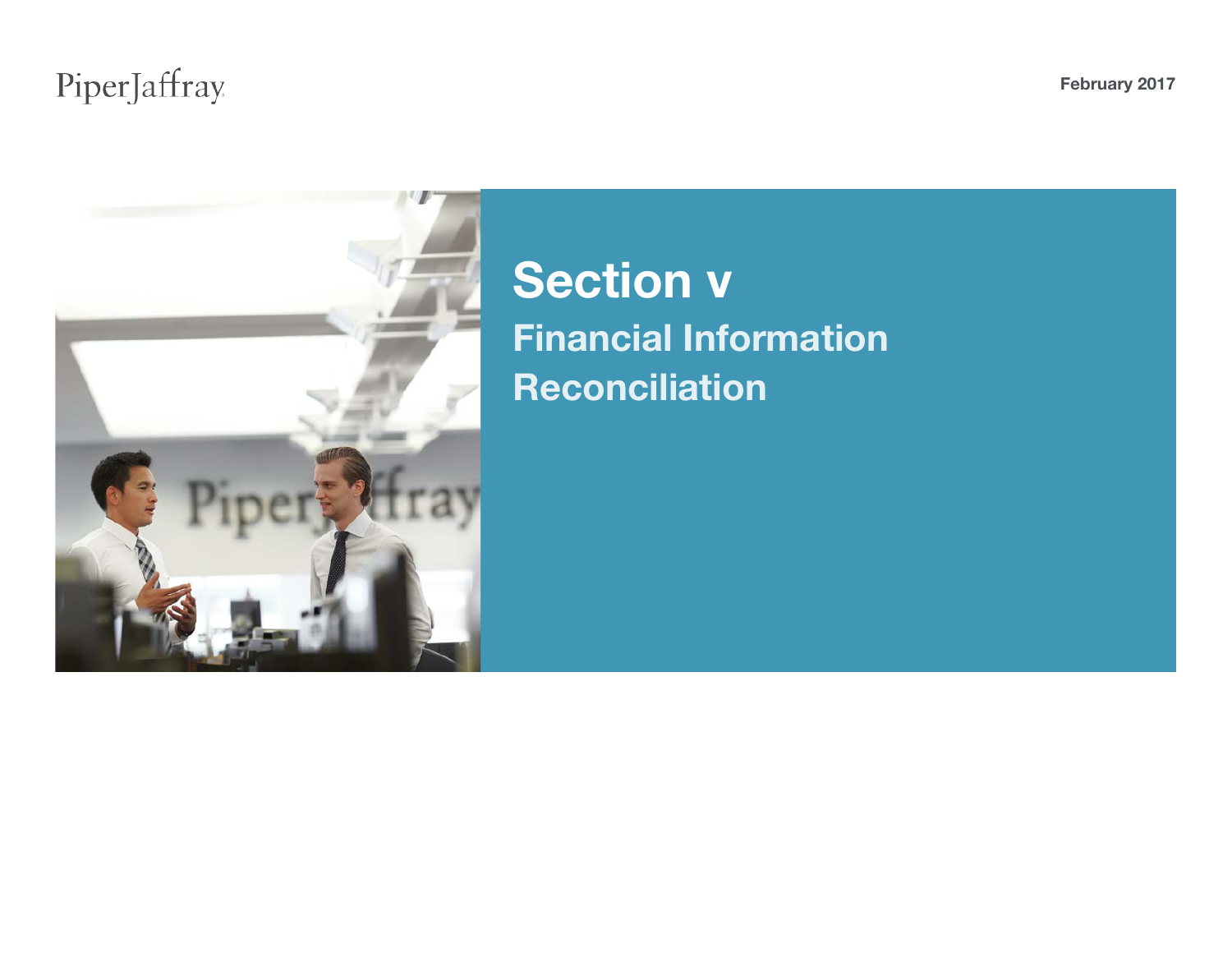# Section v

## Financial Information Reconciliation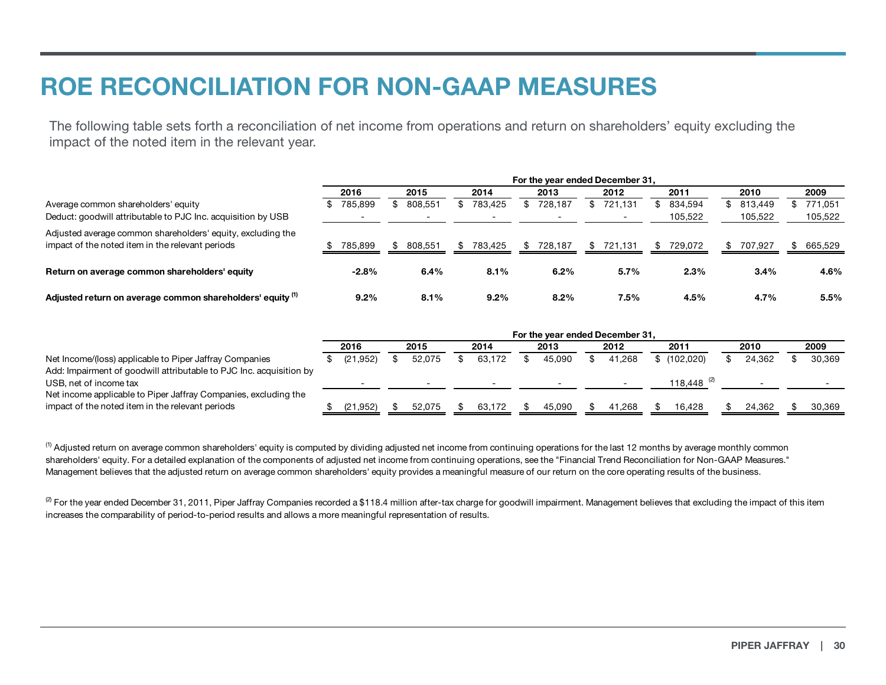# ROE RECONCILIATION FOR NON-GAAP MEASURES

The following table sets forth a reconciliation of net income from operations and return on shareholders' equity excluding the impact of the noted item in the relevant year.

| | For the year ended December 31, | | | | | | | |
|---|---|---|---|---|---|---|---|---|
| | 2016 | 2015 | 2014 | 2013 | 2012 | 2011 | 2010 | 2009 |
| Average common shareholders' equity | $ 785,899 | $ 808,551 | $ 783,425 | $ 728,187 | $ 721,131 | $ 834,594 | $ 813,449 | $ 771,051 |
| Deduct: goodwill attributable to PJC Inc. acquisition by USB | - | - | - | - | - | 105,522 | 105,522 | 105,522 |
| Adjusted average common shareholders' equity, excluding the impact of the noted item in the relevant periods | $ 785,899 | $ 808,551 | $ 783,425 | $ 728,187 | $ 721,131 | $ 729,072 | $ 707,927 | $ 665,529 |
| **Return on average common shareholders' equity** | **-2.8%** | **6.4%** | **8.1%** | **6.2%** | **5.7%** | **2.3%** | **3.4%** | **4.6%** |
| **Adjusted return on average common shareholders' equity [1]** | **9.2%** | **8.1%** | **9.2%** | **8.2%** | **7.5%** | **4.5%** | **4.7%** | **5.5%** |

| | For the year ended December 31, | | | | | | | |
|---|---|---|---|---|---|---|---|---|
| | 2016 | 2015 | 2014 | 2013 | 2012 | 2011 | 2010 | 2009 |
| Net Income/(loss) applicable to Piper Jaffray Companies | $ (21,952) | $ 52,075 | $ 63,172 | $ 45,090 | $ 41,268 | $ (102,020) | $ 24,362 | $ 30,369 |
| Add: Impairment of goodwill attributable to PJC Inc. acquisition by USB, net of income tax | - | - | - | - | - | 118,448 [2] | - | - |
| Net income applicable to Piper Jaffray Companies, excluding the impact of the noted item in the relevant periods | $ (21,952) | $ 52,075 | $ 63,172 | $ 45,090 | $ 41,268 | $ 16,428 | $ 24,362 | $ 30,369 |

[1] Adjusted return on average common shareholders' equity is computed by dividing adjusted net income from continuing operations for the last 12 months by average monthly common shareholders' equity. For a detailed explanation of the components of adjusted net income from continuing operations, see the "Financial Trend Reconciliation for Non-GAAP Measures." Management believes that the adjusted return on average common shareholders' equity provides a meaningful measure of our return on the core operating results of the business.

[2] For the year ended December 31, 2011, Piper Jaffray Companies recorded a $118.4 million after-tax charge for goodwill impairment. Management believes that excluding the impact of this item increases the comparability of period-to-period results and allows a more meaningful representation of results.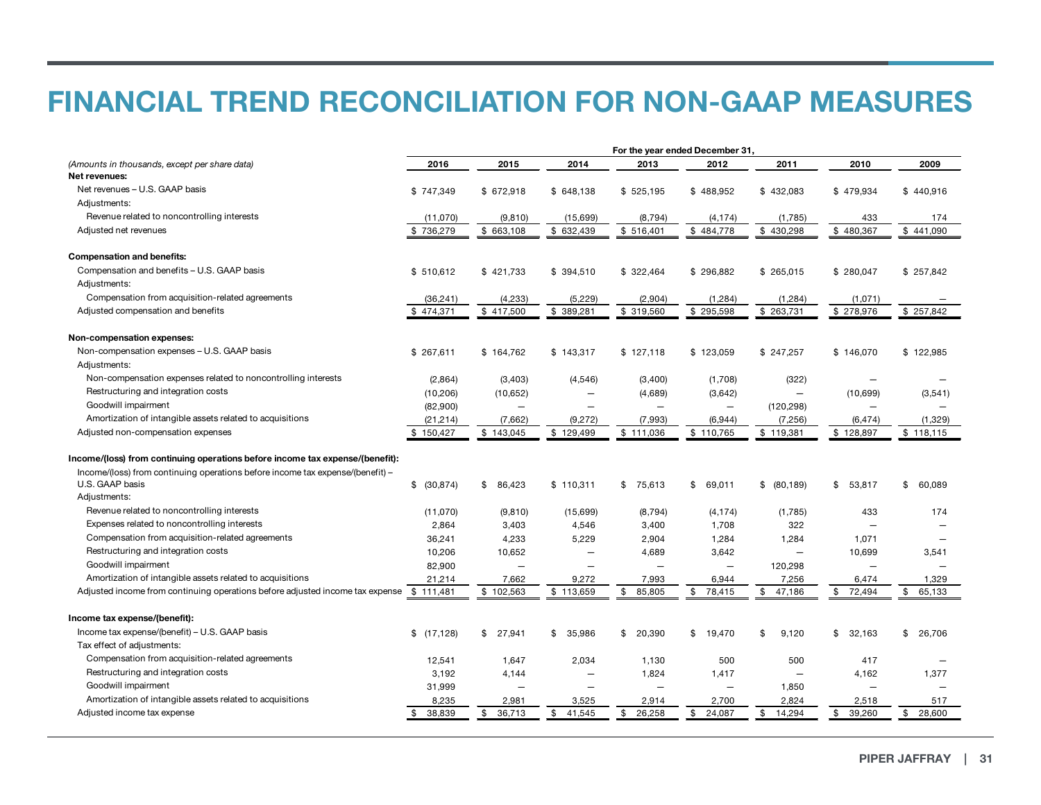# FINANCIAL TREND RECONCILIATION FOR NON-GAAP MEASURES

| *(Amounts in thousands, except per share data)* | For the year ended December 31, 2016 | 2015 | 2014 | 2013 | 2012 | 2011 | 2010 | 2009 |
|---|---|---|---|---|---|---|---|---|
| **Net revenues:** | | | | | | | | |
| Net revenues – U.S. GAAP basis | $ 747,349 | $ 672,918 | $ 648,138 | $ 525,195 | $ 488,952 | $ 432,083 | $ 479,934 | $ 440,916 |
| Adjustments: | | | | | | | | |
| Revenue related to noncontrolling interests | (11,070) | (9,810) | (15,699) | (8,794) | (4,174) | (1,785) | 433 | 174 |
| Adjusted net revenues | $ 736,279 | $ 663,108 | $ 632,439 | $ 516,401 | $ 484,778 | $ 430,298 | $ 480,367 | $ 441,090 |
| **Compensation and benefits:** | | | | | | | | |
| Compensation and benefits – U.S. GAAP basis | $ 510,612 | $ 421,733 | $ 394,510 | $ 322,464 | $ 296,882 | $ 265,015 | $ 280,047 | $ 257,842 |
| Adjustments: | | | | | | | | |
| Compensation from acquisition-related agreements | (36,241) | (4,233) | (5,229) | (2,904) | (1,284) | (1,284) | (1,071) | — |
| Adjusted compensation and benefits | $ 474,371 | $ 417,500 | $ 389,281 | $ 319,560 | $ 295,598 | $ 263,731 | $ 278,976 | $ 257,842 |
| **Non-compensation expenses:** | | | | | | | | |
| Non-compensation expenses – U.S. GAAP basis | $ 267,611 | $ 164,762 | $ 143,317 | $ 127,118 | $ 123,059 | $ 247,257 | $ 146,070 | $ 122,985 |
| Adjustments: | | | | | | | | |
| Non-compensation expenses related to noncontrolling interests | (2,864) | (3,403) | (4,546) | (3,400) | (1,708) | (322) | — | — |
| Restructuring and integration costs | (10,206) | (10,652) | — | (4,689) | (3,642) | — | (10,699) | (3,541) |
| Goodwill impairment | (82,900) | — | — | — | — | (120,298) | — | — |
| Amortization of intangible assets related to acquisitions | (21,214) | (7,662) | (9,272) | (7,993) | (6,944) | (7,256) | (6,474) | (1,329) |
| Adjusted non-compensation expenses | $ 150,427 | $ 143,045 | $ 129,499 | $ 111,036 | $ 110,765 | $ 119,381 | $ 128,897 | $ 118,115 |
| **Income/(loss) from continuing operations before income tax expense/(benefit):** | | | | | | | | |
| Income/(loss) from continuing operations before income tax expense/(benefit) – U.S. GAAP basis | $ (30,874) | $ 86,423 | $ 110,311 | $ 75,613 | $ 69,011 | $ (80,189) | $ 53,817 | $ 60,089 |
| Adjustments: | | | | | | | | |
| Revenue related to noncontrolling interests | (11,070) | (9,810) | (15,699) | (8,794) | (4,174) | (1,785) | 433 | 174 |
| Expenses related to noncontrolling interests | 2,864 | 3,403 | 4,546 | 3,400 | 1,708 | 322 | — | — |
| Compensation from acquisition-related agreements | 36,241 | 4,233 | 5,229 | 2,904 | 1,284 | 1,284 | 1,071 | — |
| Restructuring and integration costs | 10,206 | 10,652 | — | 4,689 | 3,642 | — | 10,699 | 3,541 |
| Goodwill impairment | 82,900 | — | — | — | — | 120,298 | — | — |
| Amortization of intangible assets related to acquisitions | 21,214 | 7,662 | 9,272 | 7,993 | 6,944 | 7,256 | 6,474 | 1,329 |
| Adjusted income from continuing operations before adjusted income tax expense | $ 111,481 | $ 102,563 | $ 113,659 | $ 85,805 | $ 78,415 | $ 47,186 | $ 72,494 | $ 65,133 |
| **Income tax expense/(benefit):** | | | | | | | | |
| Income tax expense/(benefit) – U.S. GAAP basis | $ (17,128) | $ 27,941 | $ 35,986 | $ 20,390 | $ 19,470 | $ 9,120 | $ 32,163 | $ 26,706 |
| Tax effect of adjustments: | | | | | | | | |
| Compensation from acquisition-related agreements | 12,541 | 1,647 | 2,034 | 1,130 | 500 | 500 | 417 | — |
| Restructuring and integration costs | 3,192 | 4,144 | — | 1,824 | 1,417 | — | 4,162 | 1,377 |
| Goodwill impairment | 31,999 | — | — | — | — | 1,850 | — | — |
| Amortization of intangible assets related to acquisitions | 8,235 | 2,981 | 3,525 | 2,914 | 2,700 | 2,824 | 2,518 | 517 |
| Adjusted income tax expense | $ 38,839 | $ 36,713 | $ 41,545 | $ 26,258 | $ 24,087 | $ 14,294 | $ 39,260 | $ 28,600 |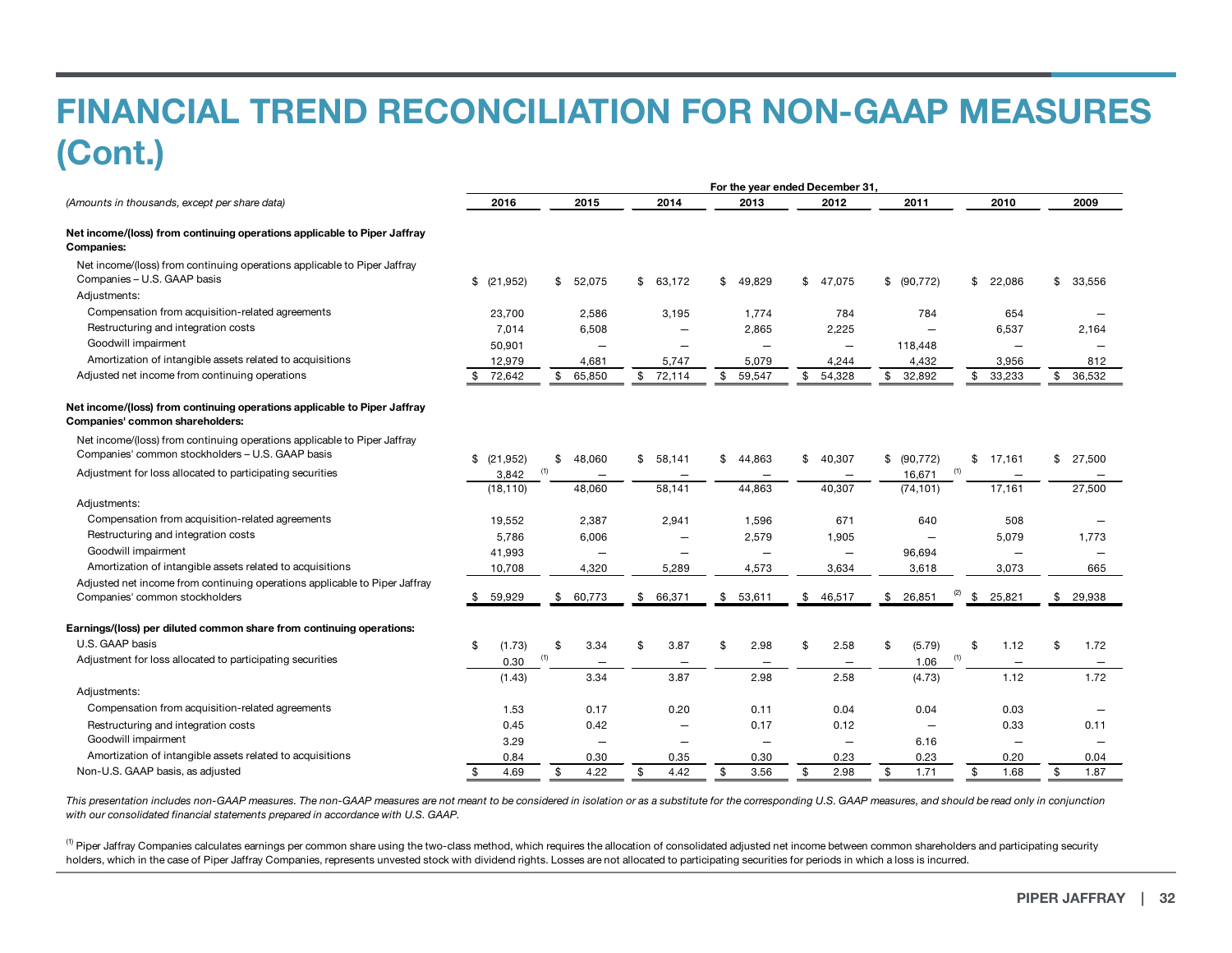# FINANCIAL TREND RECONCILIATION FOR NON-GAAP MEASURES (Cont.)

| (Amounts in thousands, except per share data) | For the year ended December 31, 2016 | 2015 | 2014 | 2013 | 2012 | 2011 | 2010 | 2009 |
|---|---|---|---|---|---|---|---|---|
| **Net income/(loss) from continuing operations applicable to Piper Jaffray Companies:** | | | | | | | | |
| Net income/(loss) from continuing operations applicable to Piper Jaffray Companies – U.S. GAAP basis | $ (21,952) | $ 52,075 | $ 63,172 | $ 49,829 | $ 47,075 | $ (90,772) | $ 22,086 | $ 33,556 |
| Adjustments: | | | | | | | | |
| Compensation from acquisition-related agreements | 23,700 | 2,586 | 3,195 | 1,774 | 784 | 784 | 654 | — |
| Restructuring and integration costs | 7,014 | 6,508 | — | 2,865 | 2,225 | — | 6,537 | 2,164 |
| Goodwill impairment | 50,901 | — | — | — | — | 118,448 | — | — |
| Amortization of intangible assets related to acquisitions | 12,979 | 4,681 | 5,747 | 5,079 | 4,244 | 4,432 | 3,956 | 812 |
| Adjusted net income from continuing operations | $ 72,642 | $ 65,850 | $ 72,114 | $ 59,547 | $ 54,328 | $ 32,892 | $ 33,233 | $ 36,532 |
| **Net income/(loss) from continuing operations applicable to Piper Jaffray Companies' common shareholders:** | | | | | | | | |
| Net income/(loss) from continuing operations applicable to Piper Jaffray Companies' common stockholders – U.S. GAAP basis | $ (21,952) | $ 48,060 | $ 58,141 | $ 44,863 | $ 40,307 | $ (90,772) | $ 17,161 | $ 27,500 |
| Adjustment for loss allocated to participating securities | 3,842 (1) | — | — | — | — | 16,671 (1) | — | — |
| | (18,110) | 48,060 | 58,141 | 44,863 | 40,307 | (74,101) | 17,161 | 27,500 |
| Adjustments: | | | | | | | | |
| Compensation from acquisition-related agreements | 19,552 | 2,387 | 2,941 | 1,596 | 671 | 640 | 508 | — |
| Restructuring and integration costs | 5,786 | 6,006 | — | 2,579 | 1,905 | — | 5,079 | 1,773 |
| Goodwill impairment | 41,993 | — | — | — | — | 96,694 | — | — |
| Amortization of intangible assets related to acquisitions | 10,708 | 4,320 | 5,289 | 4,573 | 3,634 | 3,618 | 3,073 | 665 |
| Adjusted net income from continuing operations applicable to Piper Jaffray Companies' common stockholders | $ 59,929 | $ 60,773 | $ 66,371 | $ 53,611 | $ 46,517 | $ 26,851 (2) | $ 25,821 | $ 29,938 |
| **Earnings/(loss) per diluted common share from continuing operations:** | | | | | | | | |
| U.S. GAAP basis | $ (1.73) | $ 3.34 | $ 3.87 | $ 2.98 | $ 2.58 | $ (5.79) | $ 1.12 | $ 1.72 |
| Adjustment for loss allocated to participating securities | 0.30 (1) | — | — | — | — | 1.06 (1) | — | — |
| | (1.43) | 3.34 | 3.87 | 2.98 | 2.58 | (4.73) | 1.12 | 1.72 |
| Adjustments: | | | | | | | | |
| Compensation from acquisition-related agreements | 1.53 | 0.17 | 0.20 | 0.11 | 0.04 | 0.04 | 0.03 | — |
| Restructuring and integration costs | 0.45 | 0.42 | — | 0.17 | 0.12 | — | 0.33 | 0.11 |
| Goodwill impairment | 3.29 | — | — | — | — | 6.16 | — | — |
| Amortization of intangible assets related to acquisitions | 0.84 | 0.30 | 0.35 | 0.30 | 0.23 | 0.23 | 0.20 | 0.04 |
| Non-U.S. GAAP basis, as adjusted | $ 4.69 | $ 4.22 | $ 4.42 | $ 3.56 | $ 2.98 | $ 1.71 | $ 1.68 | $ 1.87 |

*This presentation includes non-GAAP measures. The non-GAAP measures are not meant to be considered in isolation or as a substitute for the corresponding U.S. GAAP measures, and should be read only in conjunction with our consolidated financial statements prepared in accordance with U.S. GAAP.*

(1) Piper Jaffray Companies calculates earnings per common share using the two-class method, which requires the allocation of consolidated adjusted net income between common shareholders and participating security holders, which in the case of Piper Jaffray Companies, represents unvested stock with dividend rights. Losses are not allocated to participating securities for periods in which a loss is incurred.